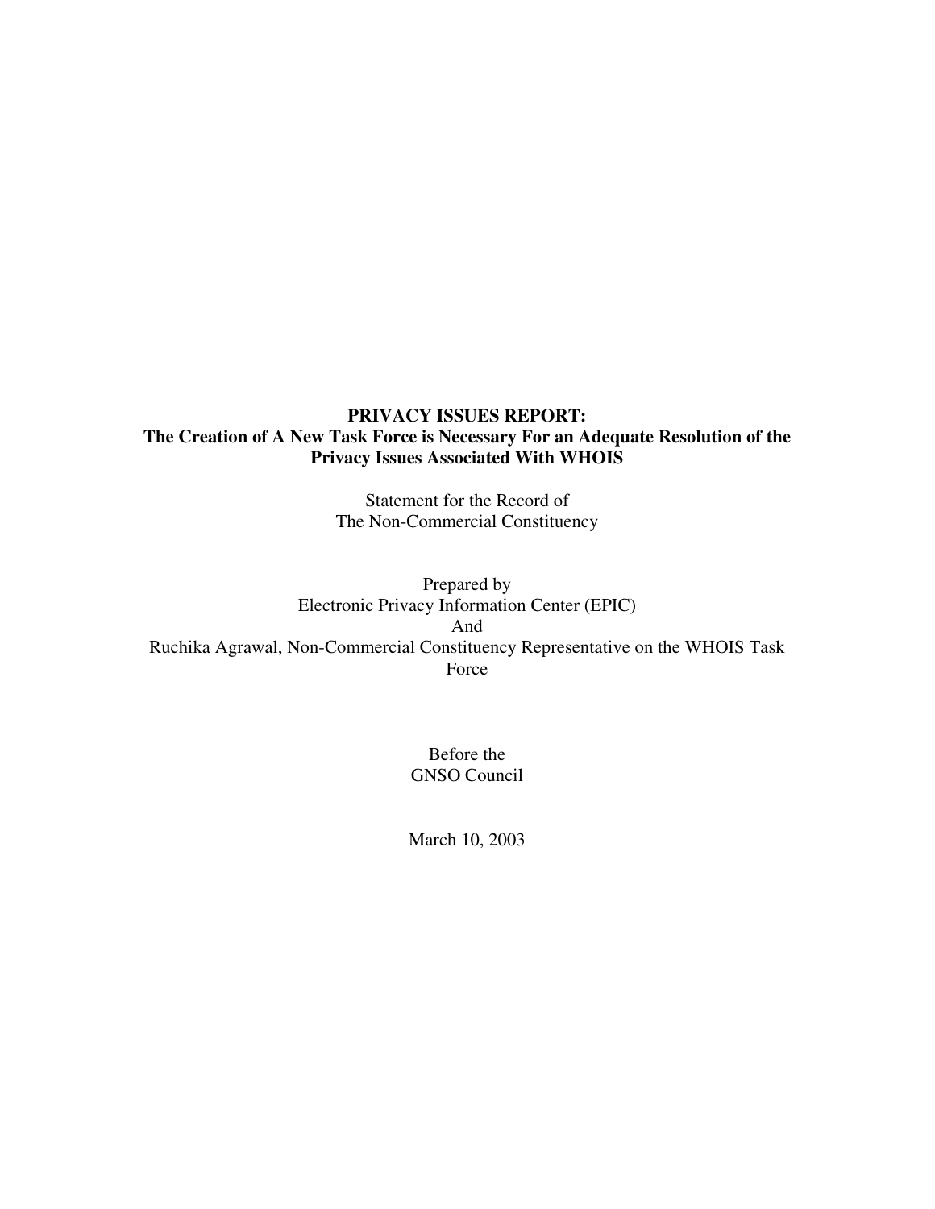# PRIVACY ISSUES REPORT:
## The Creation of A New Task Force is Necessary For an Adequate Resolution of the Privacy Issues Associated With WHOIS

Statement for the Record of
The Non-Commercial Constituency

Prepared by
Electronic Privacy Information Center (EPIC)
And
Ruchika Agrawal, Non-Commercial Constituency Representative on the WHOIS Task Force

Before the
GNSO Council

March 10, 2003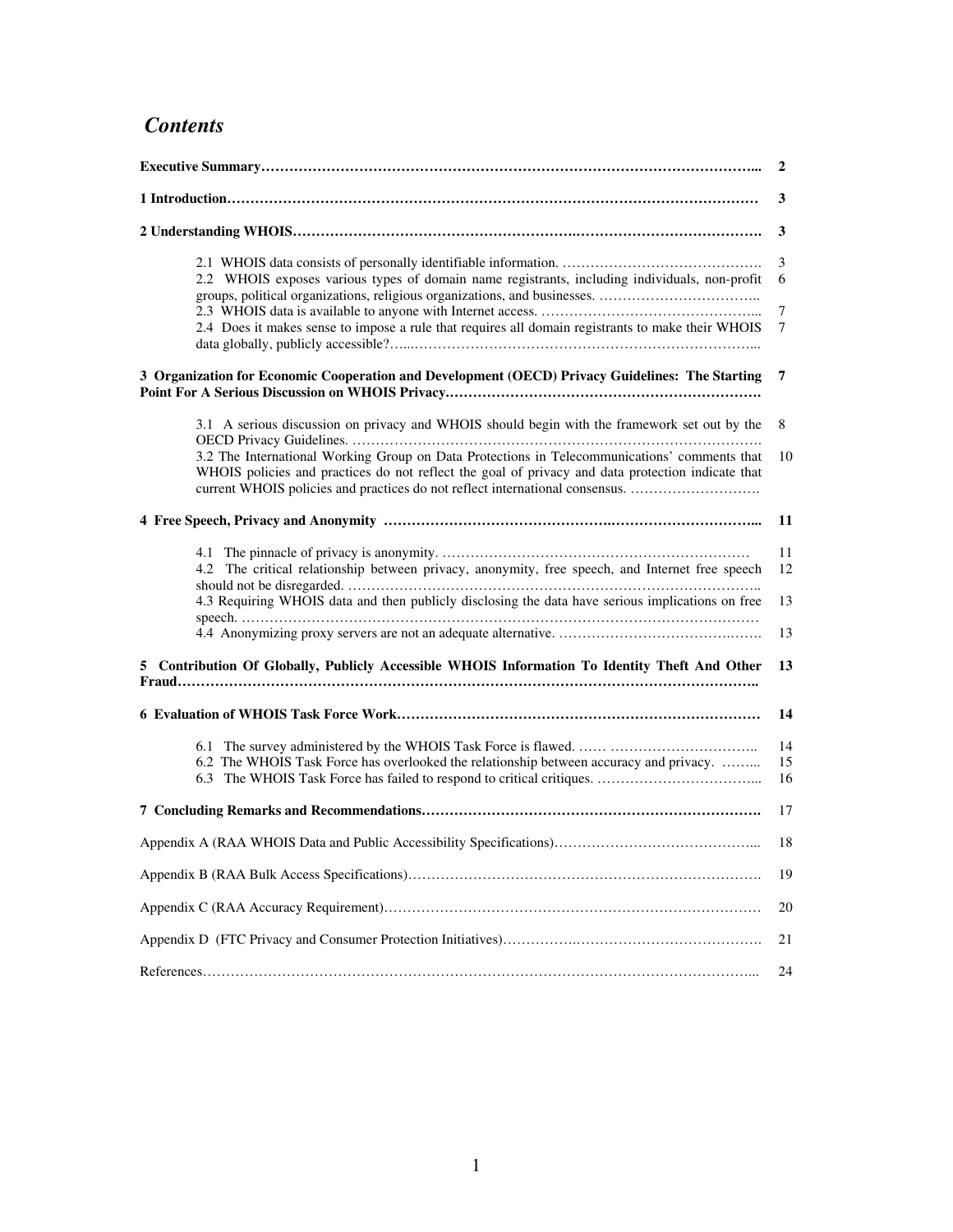# *Contents*

| | |
|---|---|
| **Executive Summary** | **2** |
| **1 Introduction** | **3** |
| **2 Understanding WHOIS** | **3** |
| 2.1 WHOIS data consists of personally identifiable information. | 3 |
| 2.2 WHOIS exposes various types of domain name registrants, including individuals, non-profit groups, political organizations, religious organizations, and businesses. | 6 |
| 2.3 WHOIS data is available to anyone with Internet access. | 7 |
| 2.4 Does it makes sense to impose a rule that requires all domain registrants to make their WHOIS data globally, publicly accessible? | 7 |
| **3 Organization for Economic Cooperation and Development (OECD) Privacy Guidelines: The Starting Point For A Serious Discussion on WHOIS Privacy** | **7** |
| 3.1 A serious discussion on privacy and WHOIS should begin with the framework set out by the OECD Privacy Guidelines. | 8 |
| 3.2 The International Working Group on Data Protections in Telecommunications' comments that WHOIS policies and practices do not reflect the goal of privacy and data protection indicate that current WHOIS policies and practices do not reflect international consensus. | 10 |
| **4 Free Speech, Privacy and Anonymity** | **11** |
| 4.1 The pinnacle of privacy is anonymity. | 11 |
| 4.2 The critical relationship between privacy, anonymity, free speech, and Internet free speech should not be disregarded. | 12 |
| 4.3 Requiring WHOIS data and then publicly disclosing the data have serious implications on free speech. | 13 |
| 4.4 Anonymizing proxy servers are not an adequate alternative. | 13 |
| **5 Contribution Of Globally, Publicly Accessible WHOIS Information To Identity Theft And Other Fraud** | **13** |
| **6 Evaluation of WHOIS Task Force Work** | **14** |
| 6.1 The survey administered by the WHOIS Task Force is flawed. | 14 |
| 6.2 The WHOIS Task Force has overlooked the relationship between accuracy and privacy. | 15 |
| 6.3 The WHOIS Task Force has failed to respond to critical critiques. | 16 |
| **7 Concluding Remarks and Recommendations** | 17 |
| Appendix A (RAA WHOIS Data and Public Accessibility Specifications) | 18 |
| Appendix B (RAA Bulk Access Specifications) | 19 |
| Appendix C (RAA Accuracy Requirement) | 20 |
| Appendix D (FTC Privacy and Consumer Protection Initiatives) | 21 |
| References | 24 |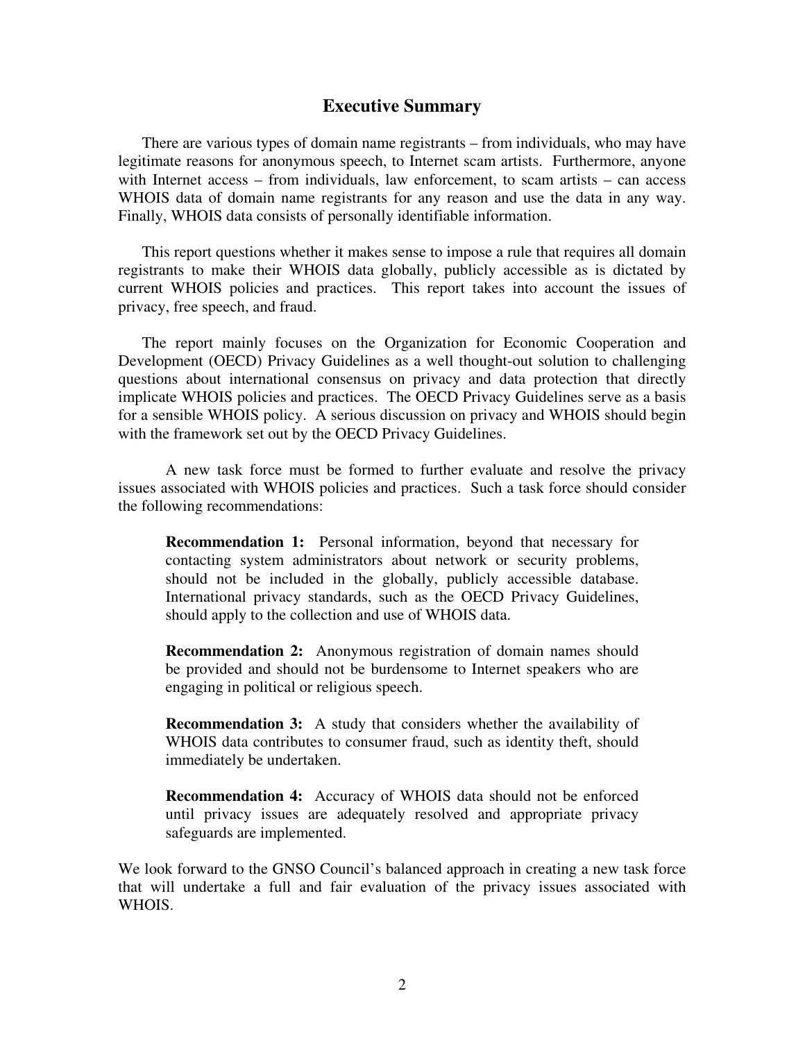## Executive Summary

There are various types of domain name registrants – from individuals, who may have legitimate reasons for anonymous speech, to Internet scam artists. Furthermore, anyone with Internet access – from individuals, law enforcement, to scam artists – can access WHOIS data of domain name registrants for any reason and use the data in any way. Finally, WHOIS data consists of personally identifiable information.

This report questions whether it makes sense to impose a rule that requires all domain registrants to make their WHOIS data globally, publicly accessible as is dictated by current WHOIS policies and practices. This report takes into account the issues of privacy, free speech, and fraud.

The report mainly focuses on the Organization for Economic Cooperation and Development (OECD) Privacy Guidelines as a well thought-out solution to challenging questions about international consensus on privacy and data protection that directly implicate WHOIS policies and practices. The OECD Privacy Guidelines serve as a basis for a sensible WHOIS policy. A serious discussion on privacy and WHOIS should begin with the framework set out by the OECD Privacy Guidelines.

A new task force must be formed to further evaluate and resolve the privacy issues associated with WHOIS policies and practices. Such a task force should consider the following recommendations:

> **Recommendation 1:** Personal information, beyond that necessary for contacting system administrators about network or security problems, should not be included in the globally, publicly accessible database. International privacy standards, such as the OECD Privacy Guidelines, should apply to the collection and use of WHOIS data.
>
> **Recommendation 2:** Anonymous registration of domain names should be provided and should not be burdensome to Internet speakers who are engaging in political or religious speech.
>
> **Recommendation 3:** A study that considers whether the availability of WHOIS data contributes to consumer fraud, such as identity theft, should immediately be undertaken.
>
> **Recommendation 4:** Accuracy of WHOIS data should not be enforced until privacy issues are adequately resolved and appropriate privacy safeguards are implemented.

We look forward to the GNSO Council's balanced approach in creating a new task force that will undertake a full and fair evaluation of the privacy issues associated with WHOIS.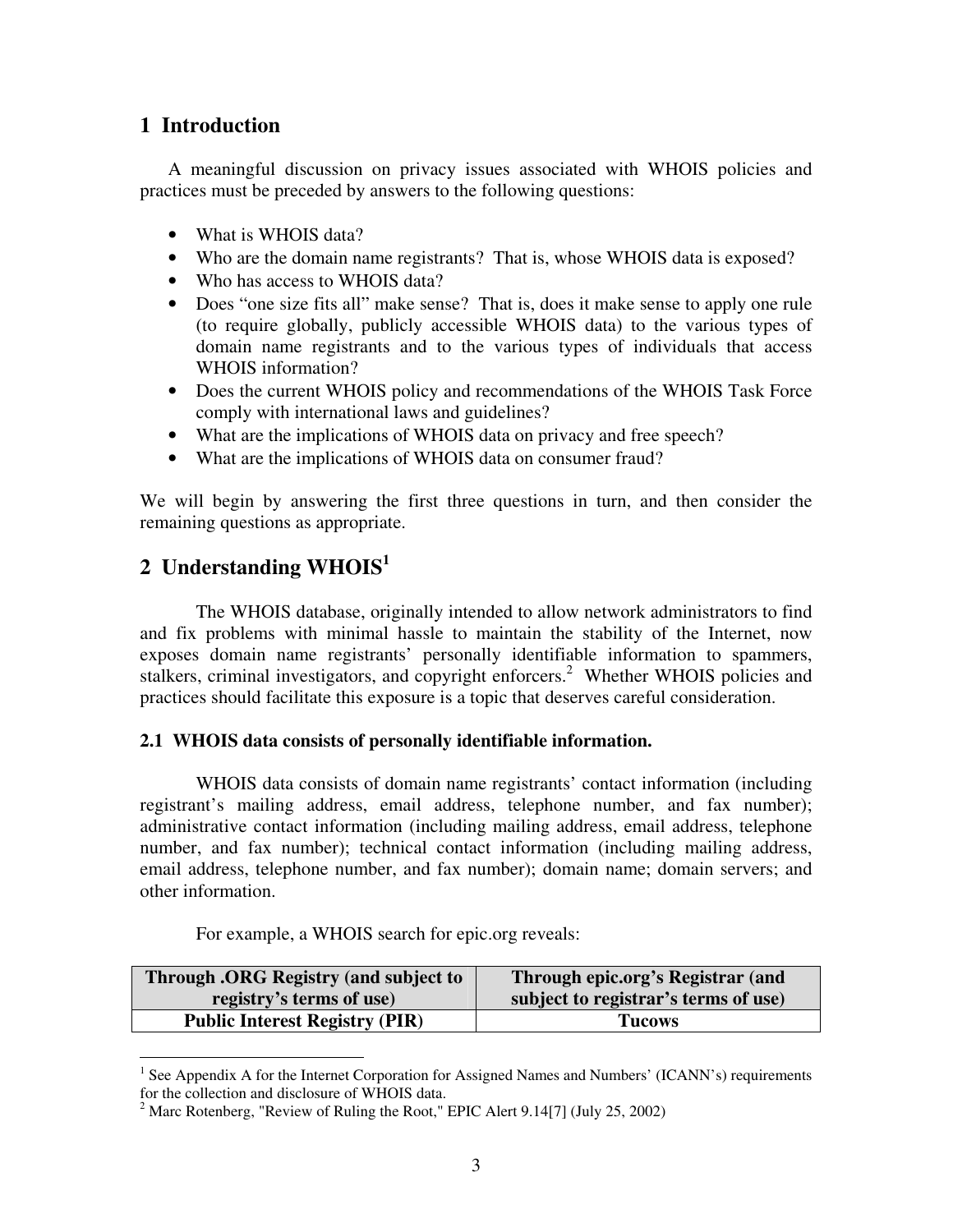## 1 Introduction

A meaningful discussion on privacy issues associated with WHOIS policies and practices must be preceded by answers to the following questions:

- What is WHOIS data?
- Who are the domain name registrants? That is, whose WHOIS data is exposed?
- Who has access to WHOIS data?
- Does "one size fits all" make sense? That is, does it make sense to apply one rule (to require globally, publicly accessible WHOIS data) to the various types of domain name registrants and to the various types of individuals that access WHOIS information?
- Does the current WHOIS policy and recommendations of the WHOIS Task Force comply with international laws and guidelines?
- What are the implications of WHOIS data on privacy and free speech?
- What are the implications of WHOIS data on consumer fraud?

We will begin by answering the first three questions in turn, and then consider the remaining questions as appropriate.

## 2 Understanding WHOIS[1]

The WHOIS database, originally intended to allow network administrators to find and fix problems with minimal hassle to maintain the stability of the Internet, now exposes domain name registrants' personally identifiable information to spammers, stalkers, criminal investigators, and copyright enforcers.[2] Whether WHOIS policies and practices should facilitate this exposure is a topic that deserves careful consideration.

### 2.1 WHOIS data consists of personally identifiable information.

WHOIS data consists of domain name registrants' contact information (including registrant's mailing address, email address, telephone number, and fax number); administrative contact information (including mailing address, email address, telephone number, and fax number); technical contact information (including mailing address, email address, telephone number, and fax number); domain name; domain servers; and other information.

For example, a WHOIS search for epic.org reveals:

| Through .ORG Registry (and subject to registry's terms of use) | Through epic.org's Registrar (and subject to registrar's terms of use) |
| --- | --- |
| **Public Interest Registry (PIR)** | **Tucows** |

[1] See Appendix A for the Internet Corporation for Assigned Names and Numbers' (ICANN's) requirements for the collection and disclosure of WHOIS data.

[2] Marc Rotenberg, "Review of Ruling the Root," EPIC Alert 9.14[7] (July 25, 2002)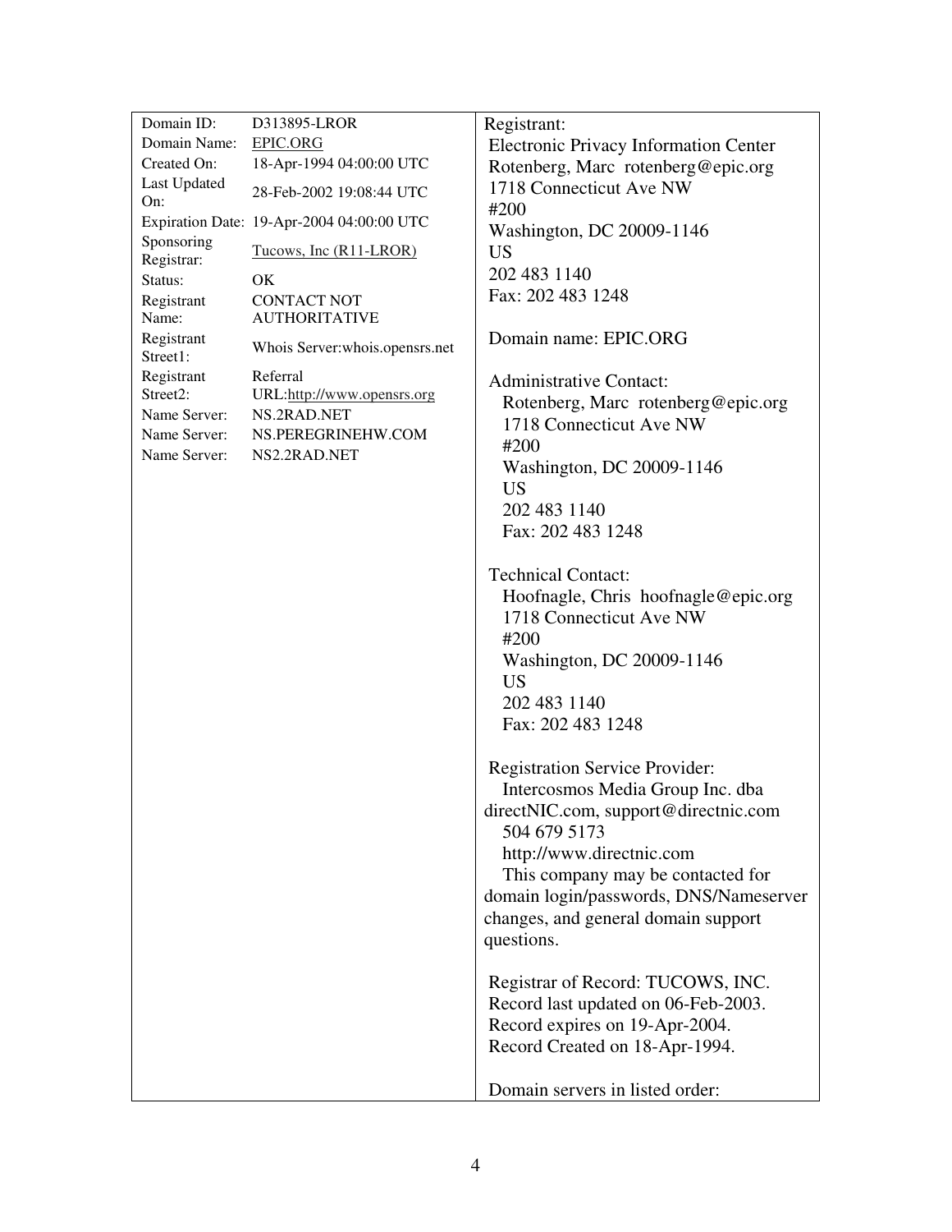| Domain ID: D313895-LROR<br>Domain Name: EPIC.ORG<br>Created On: 18-Apr-1994 04:00:00 UTC<br>Last Updated On: 28-Feb-2002 19:08:44 UTC<br>Expiration Date: 19-Apr-2004 04:00:00 UTC<br>Sponsoring Registrar: Tucows, Inc (R11-LROR)<br>Status: OK<br>Registrant Name: CONTACT NOT AUTHORITATIVE<br>Registrant Street1: Whois Server:whois.opensrs.net<br>Registrant Street2: Referral URL:http://www.opensrs.org<br>Name Server: NS.2RAD.NET<br>Name Server: NS.PEREGRINEHW.COM<br>Name Server: NS2.2RAD.NET | Registrant:<br>Electronic Privacy Information Center<br>Rotenberg, Marc rotenberg@epic.org<br>1718 Connecticut Ave NW<br>#200<br>Washington, DC 20009-1146<br>US<br>202 483 1140<br>Fax: 202 483 1248<br><br>Domain name: EPIC.ORG<br><br>Administrative Contact:<br>Rotenberg, Marc rotenberg@epic.org<br>1718 Connecticut Ave NW<br>#200<br>Washington, DC 20009-1146<br>US<br>202 483 1140<br>Fax: 202 483 1248<br><br>Technical Contact:<br>Hoofnagle, Chris hoofnagle@epic.org<br>1718 Connecticut Ave NW<br>#200<br>Washington, DC 20009-1146<br>US<br>202 483 1140<br>Fax: 202 483 1248<br><br>Registration Service Provider:<br>Intercosmos Media Group Inc. dba directNIC.com, support@directnic.com<br>504 679 5173<br>http://www.directnic.com<br>This company may be contacted for domain login/passwords, DNS/Nameserver changes, and general domain support questions.<br><br>Registrar of Record: TUCOWS, INC.<br>Record last updated on 06-Feb-2003.<br>Record expires on 19-Apr-2004.<br>Record Created on 18-Apr-1994.<br><br>Domain servers in listed order: |
|---|---|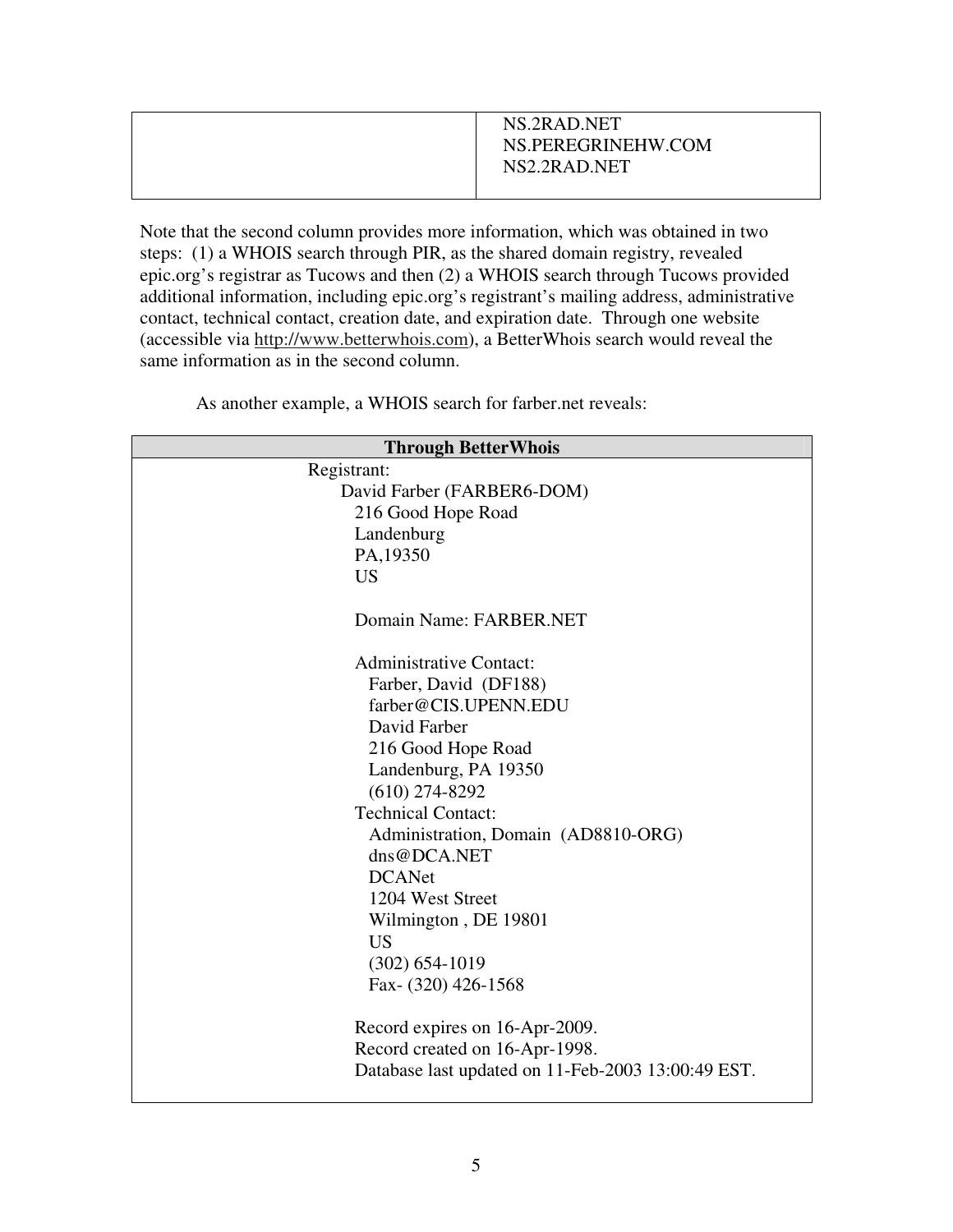| | |
|---|---|
| | NS.2RAD.NET<br>NS.PEREGRINEHW.COM<br>NS2.2RAD.NET |

Note that the second column provides more information, which was obtained in two steps: (1) a WHOIS search through PIR, as the shared domain registry, revealed epic.org's registrar as Tucows and then (2) a WHOIS search through Tucows provided additional information, including epic.org's registrant's mailing address, administrative contact, technical contact, creation date, and expiration date. Through one website (accessible via http://www.betterwhois.com), a BetterWhois search would reveal the same information as in the second column.

As another example, a WHOIS search for farber.net reveals:

| Through BetterWhois |
|---|
| Registrant:<br>David Farber (FARBER6-DOM)<br>216 Good Hope Road<br>Landenburg<br>PA,19350<br>US<br><br>Domain Name: FARBER.NET<br><br>Administrative Contact:<br>Farber, David (DF188)<br>farber@CIS.UPENN.EDU<br>David Farber<br>216 Good Hope Road<br>Landenburg, PA 19350<br>(610) 274-8292<br>Technical Contact:<br>Administration, Domain (AD8810-ORG)<br>dns@DCA.NET<br>DCANet<br>1204 West Street<br>Wilmington , DE 19801<br>US<br>(302) 654-1019<br>Fax- (320) 426-1568<br><br>Record expires on 16-Apr-2009.<br>Record created on 16-Apr-1998.<br>Database last updated on 11-Feb-2003 13:00:49 EST. |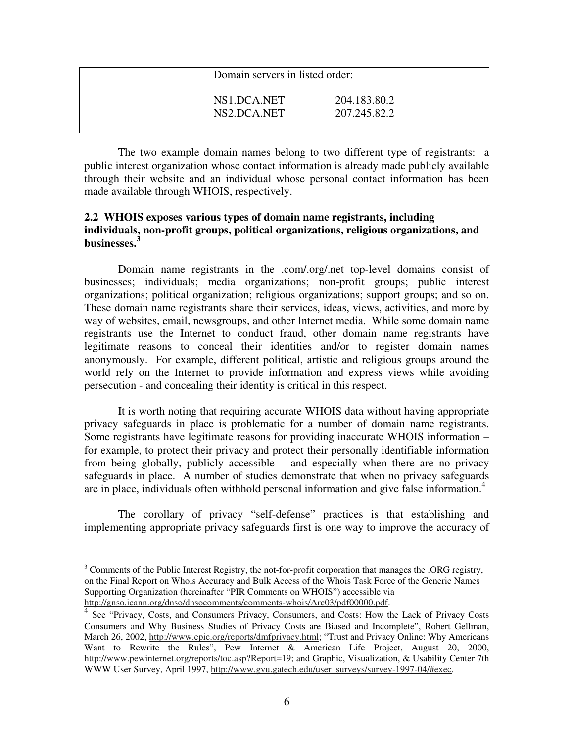```
Domain servers in listed order:

NS1.DCA.NET        204.183.80.2
NS2.DCA.NET        207.245.82.2
```

The two example domain names belong to two different type of registrants: a public interest organization whose contact information is already made publicly available through their website and an individual whose personal contact information has been made available through WHOIS, respectively.

### 2.2 WHOIS exposes various types of domain name registrants, including individuals, non-profit groups, political organizations, religious organizations, and businesses.[3]

Domain name registrants in the .com/.org/.net top-level domains consist of businesses; individuals; media organizations; non-profit groups; public interest organizations; political organization; religious organizations; support groups; and so on. These domain name registrants share their services, ideas, views, activities, and more by way of websites, email, newsgroups, and other Internet media. While some domain name registrants use the Internet to conduct fraud, other domain name registrants have legitimate reasons to conceal their identities and/or to register domain names anonymously. For example, different political, artistic and religious groups around the world rely on the Internet to provide information and express views while avoiding persecution - and concealing their identity is critical in this respect.

It is worth noting that requiring accurate WHOIS data without having appropriate privacy safeguards in place is problematic for a number of domain name registrants. Some registrants have legitimate reasons for providing inaccurate WHOIS information – for example, to protect their privacy and protect their personally identifiable information from being globally, publicly accessible – and especially when there are no privacy safeguards in place. A number of studies demonstrate that when no privacy safeguards are in place, individuals often withhold personal information and give false information.[4]

The corollary of privacy "self-defense" practices is that establishing and implementing appropriate privacy safeguards first is one way to improve the accuracy of

---

[3] Comments of the Public Interest Registry, the not-for-profit corporation that manages the .ORG registry, on the Final Report on Whois Accuracy and Bulk Access of the Whois Task Force of the Generic Names Supporting Organization (hereinafter "PIR Comments on WHOIS") accessible via http://gnso.icann.org/dnso/dnsocomments/comments-whois/Arc03/pdf00000.pdf.

[4] See "Privacy, Costs, and Consumers Privacy, Consumers, and Costs: How the Lack of Privacy Costs Consumers and Why Business Studies of Privacy Costs are Biased and Incomplete", Robert Gellman, March 26, 2002, http://www.epic.org/reports/dmfprivacy.html; "Trust and Privacy Online: Why Americans Want to Rewrite the Rules", Pew Internet & American Life Project, August 20, 2000, http://www.pewinternet.org/reports/toc.asp?Report=19; and Graphic, Visualization, & Usability Center 7th WWW User Survey, April 1997, http://www.gvu.gatech.edu/user_surveys/survey-1997-04/#exec.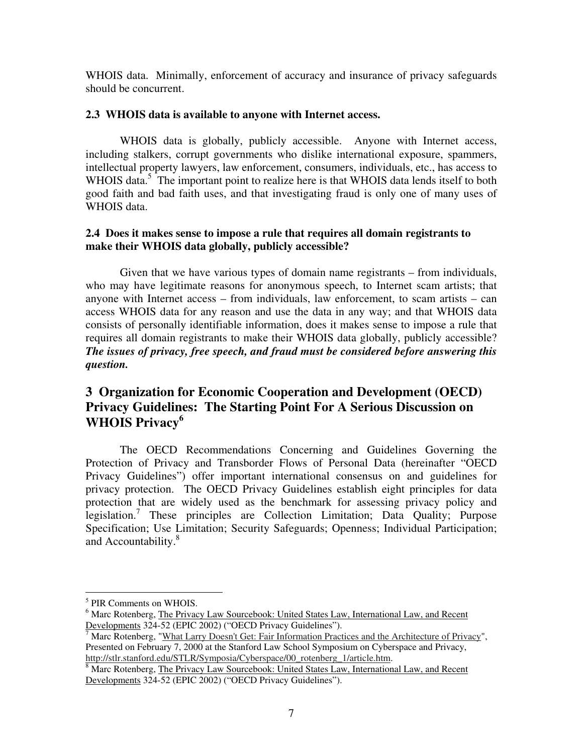WHOIS data. Minimally, enforcement of accuracy and insurance of privacy safeguards should be concurrent.

### 2.3 WHOIS data is available to anyone with Internet access.

WHOIS data is globally, publicly accessible. Anyone with Internet access, including stalkers, corrupt governments who dislike international exposure, spammers, intellectual property lawyers, law enforcement, consumers, individuals, etc., has access to WHOIS data.[5] The important point to realize here is that WHOIS data lends itself to both good faith and bad faith uses, and that investigating fraud is only one of many uses of WHOIS data.

### 2.4 Does it makes sense to impose a rule that requires all domain registrants to make their WHOIS data globally, publicly accessible?

Given that we have various types of domain name registrants – from individuals, who may have legitimate reasons for anonymous speech, to Internet scam artists; that anyone with Internet access – from individuals, law enforcement, to scam artists – can access WHOIS data for any reason and use the data in any way; and that WHOIS data consists of personally identifiable information, does it makes sense to impose a rule that requires all domain registrants to make their WHOIS data globally, publicly accessible? ***The issues of privacy, free speech, and fraud must be considered before answering this question.***

## 3 Organization for Economic Cooperation and Development (OECD) Privacy Guidelines: The Starting Point For A Serious Discussion on WHOIS Privacy[6]

The OECD Recommendations Concerning and Guidelines Governing the Protection of Privacy and Transborder Flows of Personal Data (hereinafter "OECD Privacy Guidelines") offer important international consensus on and guidelines for privacy protection. The OECD Privacy Guidelines establish eight principles for data protection that are widely used as the benchmark for assessing privacy policy and legislation.[7] These principles are Collection Limitation; Data Quality; Purpose Specification; Use Limitation; Security Safeguards; Openness; Individual Participation; and Accountability.[8]

---

[5] PIR Comments on WHOIS.

[6] Marc Rotenberg, The Privacy Law Sourcebook: United States Law, International Law, and Recent Developments 324-52 (EPIC 2002) ("OECD Privacy Guidelines").

[7] Marc Rotenberg, "What Larry Doesn't Get: Fair Information Practices and the Architecture of Privacy", Presented on February 7, 2000 at the Stanford Law School Symposium on Cyberspace and Privacy, http://stlr.stanford.edu/STLR/Symposia/Cyberspace/00_rotenberg_1/article.htm.

[8] Marc Rotenberg, The Privacy Law Sourcebook: United States Law, International Law, and Recent Developments 324-52 (EPIC 2002) ("OECD Privacy Guidelines").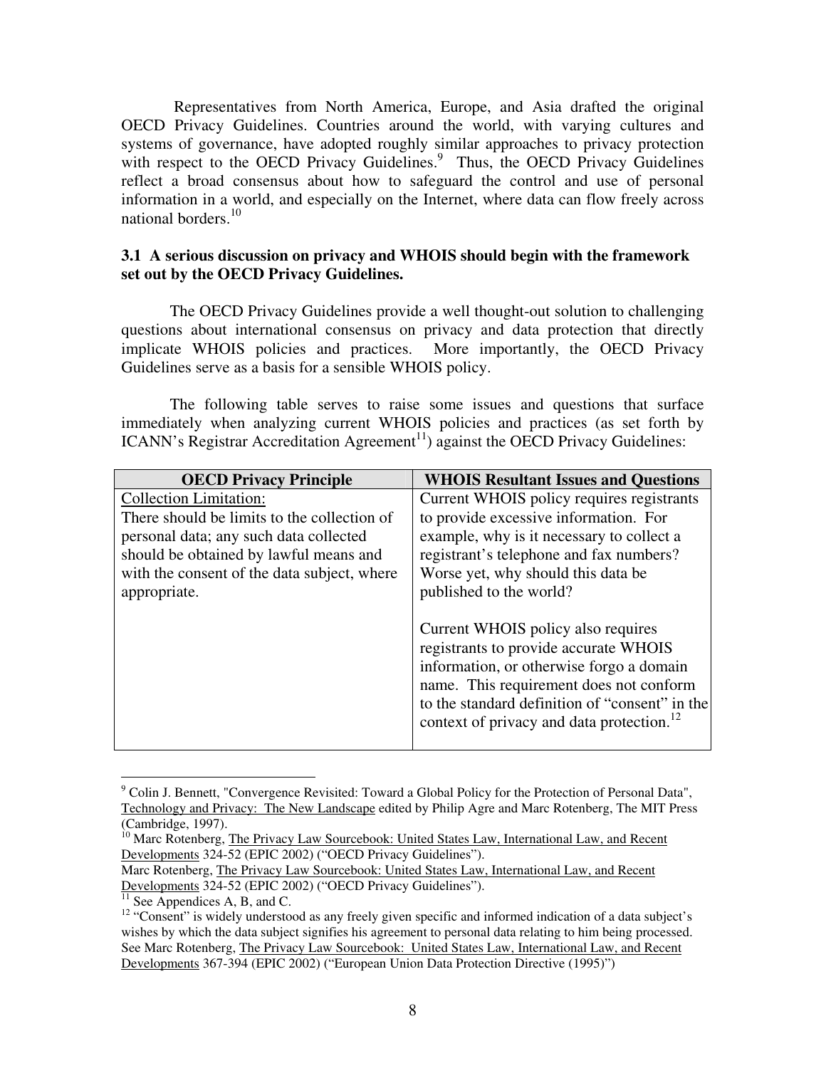Representatives from North America, Europe, and Asia drafted the original OECD Privacy Guidelines. Countries around the world, with varying cultures and systems of governance, have adopted roughly similar approaches to privacy protection with respect to the OECD Privacy Guidelines.[9] Thus, the OECD Privacy Guidelines reflect a broad consensus about how to safeguard the control and use of personal information in a world, and especially on the Internet, where data can flow freely across national borders.[10]

### 3.1 A serious discussion on privacy and WHOIS should begin with the framework set out by the OECD Privacy Guidelines.

The OECD Privacy Guidelines provide a well thought-out solution to challenging questions about international consensus on privacy and data protection that directly implicate WHOIS policies and practices. More importantly, the OECD Privacy Guidelines serve as a basis for a sensible WHOIS policy.

The following table serves to raise some issues and questions that surface immediately when analyzing current WHOIS policies and practices (as set forth by ICANN's Registrar Accreditation Agreement[11]) against the OECD Privacy Guidelines:

| OECD Privacy Principle | WHOIS Resultant Issues and Questions |
|---|---|
| Collection Limitation:<br>There should be limits to the collection of personal data; any such data collected should be obtained by lawful means and with the consent of the data subject, where appropriate. | Current WHOIS policy requires registrants to provide excessive information. For example, why is it necessary to collect a registrant's telephone and fax numbers? Worse yet, why should this data be published to the world?<br><br>Current WHOIS policy also requires registrants to provide accurate WHOIS information, or otherwise forgo a domain name. This requirement does not conform to the standard definition of "consent" in the context of privacy and data protection.[12] |

[9] Colin J. Bennett, "Convergence Revisited: Toward a Global Policy for the Protection of Personal Data", Technology and Privacy: The New Landscape edited by Philip Agre and Marc Rotenberg, The MIT Press (Cambridge, 1997).

[10] Marc Rotenberg, The Privacy Law Sourcebook: United States Law, International Law, and Recent Developments 324-52 (EPIC 2002) ("OECD Privacy Guidelines").
Marc Rotenberg, The Privacy Law Sourcebook: United States Law, International Law, and Recent Developments 324-52 (EPIC 2002) ("OECD Privacy Guidelines").

[11] See Appendices A, B, and C.

[12] "Consent" is widely understood as any freely given specific and informed indication of a data subject's wishes by which the data subject signifies his agreement to personal data relating to him being processed. See Marc Rotenberg, The Privacy Law Sourcebook: United States Law, International Law, and Recent Developments 367-394 (EPIC 2002) ("European Union Data Protection Directive (1995)")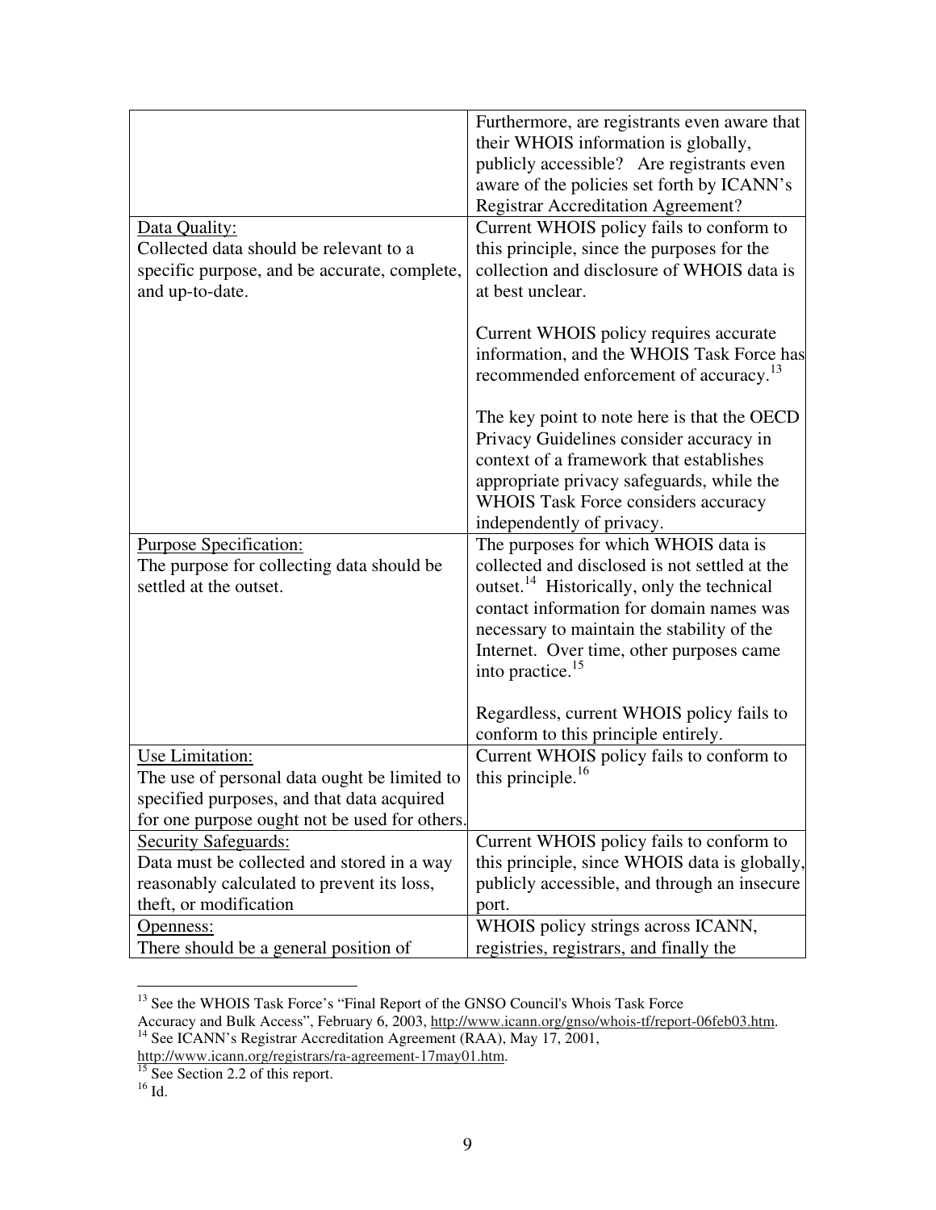| | |
|---|---|
| | Furthermore, are registrants even aware that their WHOIS information is globally, publicly accessible? Are registrants even aware of the policies set forth by ICANN's Registrar Accreditation Agreement? |
| Data Quality:<br>Collected data should be relevant to a specific purpose, and be accurate, complete, and up-to-date. | Current WHOIS policy fails to conform to this principle, since the purposes for the collection and disclosure of WHOIS data is at best unclear.<br><br>Current WHOIS policy requires accurate information, and the WHOIS Task Force has recommended enforcement of accuracy.[13]<br><br>The key point to note here is that the OECD Privacy Guidelines consider accuracy in context of a framework that establishes appropriate privacy safeguards, while the WHOIS Task Force considers accuracy independently of privacy. |
| Purpose Specification:<br>The purpose for collecting data should be settled at the outset. | The purposes for which WHOIS data is collected and disclosed is not settled at the outset.[14] Historically, only the technical contact information for domain names was necessary to maintain the stability of the Internet. Over time, other purposes came into practice.[15]<br><br>Regardless, current WHOIS policy fails to conform to this principle entirely. |
| Use Limitation:<br>The use of personal data ought be limited to specified purposes, and that data acquired for one purpose ought not be used for others. | Current WHOIS policy fails to conform to this principle.[16] |
| Security Safeguards:<br>Data must be collected and stored in a way reasonably calculated to prevent its loss, theft, or modification | Current WHOIS policy fails to conform to this principle, since WHOIS data is globally, publicly accessible, and through an insecure port. |
| Openness:<br>There should be a general position of | WHOIS policy strings across ICANN, registries, registrars, and finally the |

[13] See the WHOIS Task Force's "Final Report of the GNSO Council's Whois Task Force Accuracy and Bulk Access", February 6, 2003, http://www.icann.org/gnso/whois-tf/report-06feb03.htm.

[14] See ICANN's Registrar Accreditation Agreement (RAA), May 17, 2001, http://www.icann.org/registrars/ra-agreement-17may01.htm.

[15] See Section 2.2 of this report.

[16] Id.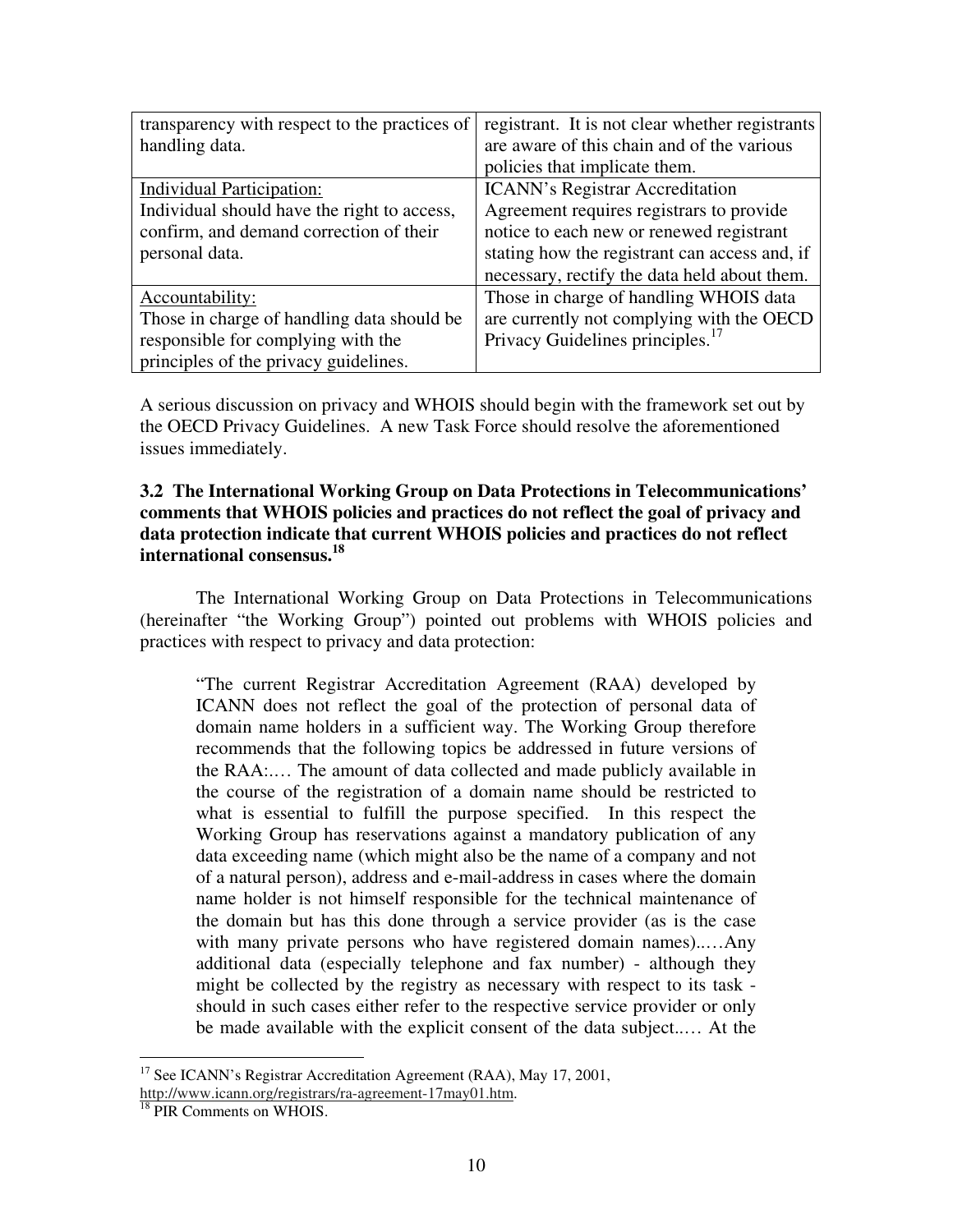| | |
|---|---|
| transparency with respect to the practices of handling data. | registrant. It is not clear whether registrants are aware of this chain and of the various policies that implicate them. |
| Individual Participation: Individual should have the right to access, confirm, and demand correction of their personal data. | ICANN's Registrar Accreditation Agreement requires registrars to provide notice to each new or renewed registrant stating how the registrant can access and, if necessary, rectify the data held about them. |
| Accountability: Those in charge of handling data should be responsible for complying with the principles of the privacy guidelines. | Those in charge of handling WHOIS data are currently not complying with the OECD Privacy Guidelines principles.[17] |

A serious discussion on privacy and WHOIS should begin with the framework set out by the OECD Privacy Guidelines. A new Task Force should resolve the aforementioned issues immediately.

**3.2 The International Working Group on Data Protections in Telecommunications' comments that WHOIS policies and practices do not reflect the goal of privacy and data protection indicate that current WHOIS policies and practices do not reflect international consensus.[18]**

The International Working Group on Data Protections in Telecommunications (hereinafter "the Working Group") pointed out problems with WHOIS policies and practices with respect to privacy and data protection:

> "The current Registrar Accreditation Agreement (RAA) developed by ICANN does not reflect the goal of the protection of personal data of domain name holders in a sufficient way. The Working Group therefore recommends that the following topics be addressed in future versions of the RAA:.… The amount of data collected and made publicly available in the course of the registration of a domain name should be restricted to what is essential to fulfill the purpose specified. In this respect the Working Group has reservations against a mandatory publication of any data exceeding name (which might also be the name of a company and not of a natural person), address and e-mail-address in cases where the domain name holder is not himself responsible for the technical maintenance of the domain but has this done through a service provider (as is the case with many private persons who have registered domain names)..…Any additional data (especially telephone and fax number) - although they might be collected by the registry as necessary with respect to its task - should in such cases either refer to the respective service provider or only be made available with the explicit consent of the data subject..… At the

---

[17] See ICANN's Registrar Accreditation Agreement (RAA), May 17, 2001, http://www.icann.org/registrars/ra-agreement-17may01.htm.

[18] PIR Comments on WHOIS.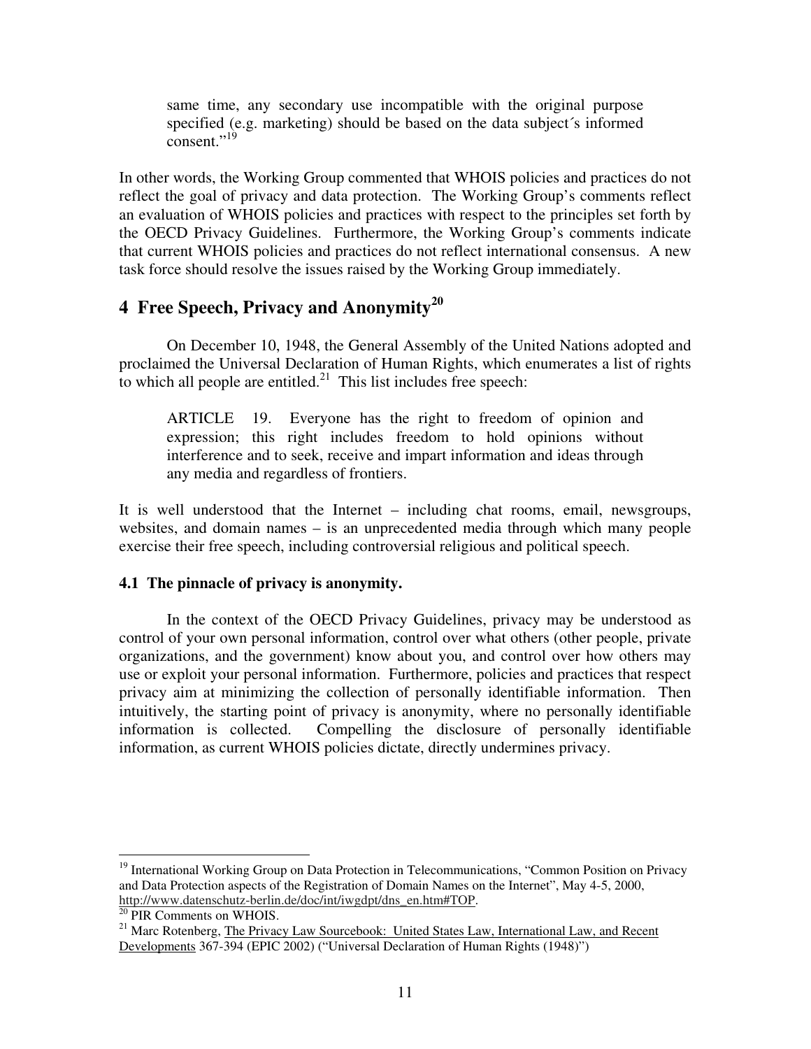> same time, any secondary use incompatible with the original purpose specified (e.g. marketing) should be based on the data subject´s informed consent."[19]

In other words, the Working Group commented that WHOIS policies and practices do not reflect the goal of privacy and data protection. The Working Group's comments reflect an evaluation of WHOIS policies and practices with respect to the principles set forth by the OECD Privacy Guidelines. Furthermore, the Working Group's comments indicate that current WHOIS policies and practices do not reflect international consensus. A new task force should resolve the issues raised by the Working Group immediately.

## 4 Free Speech, Privacy and Anonymity[20]

On December 10, 1948, the General Assembly of the United Nations adopted and proclaimed the Universal Declaration of Human Rights, which enumerates a list of rights to which all people are entitled.[21] This list includes free speech:

> ARTICLE 19. Everyone has the right to freedom of opinion and expression; this right includes freedom to hold opinions without interference and to seek, receive and impart information and ideas through any media and regardless of frontiers.

It is well understood that the Internet – including chat rooms, email, newsgroups, websites, and domain names – is an unprecedented media through which many people exercise their free speech, including controversial religious and political speech.

### 4.1 The pinnacle of privacy is anonymity.

In the context of the OECD Privacy Guidelines, privacy may be understood as control of your own personal information, control over what others (other people, private organizations, and the government) know about you, and control over how others may use or exploit your personal information. Furthermore, policies and practices that respect privacy aim at minimizing the collection of personally identifiable information. Then intuitively, the starting point of privacy is anonymity, where no personally identifiable information is collected. Compelling the disclosure of personally identifiable information, as current WHOIS policies dictate, directly undermines privacy.

---

[19] International Working Group on Data Protection in Telecommunications, "Common Position on Privacy and Data Protection aspects of the Registration of Domain Names on the Internet", May 4-5, 2000, http://www.datenschutz-berlin.de/doc/int/iwgdpt/dns_en.htm#TOP.

[20] PIR Comments on WHOIS.

[21] Marc Rotenberg, The Privacy Law Sourcebook: United States Law, International Law, and Recent Developments 367-394 (EPIC 2002) ("Universal Declaration of Human Rights (1948)")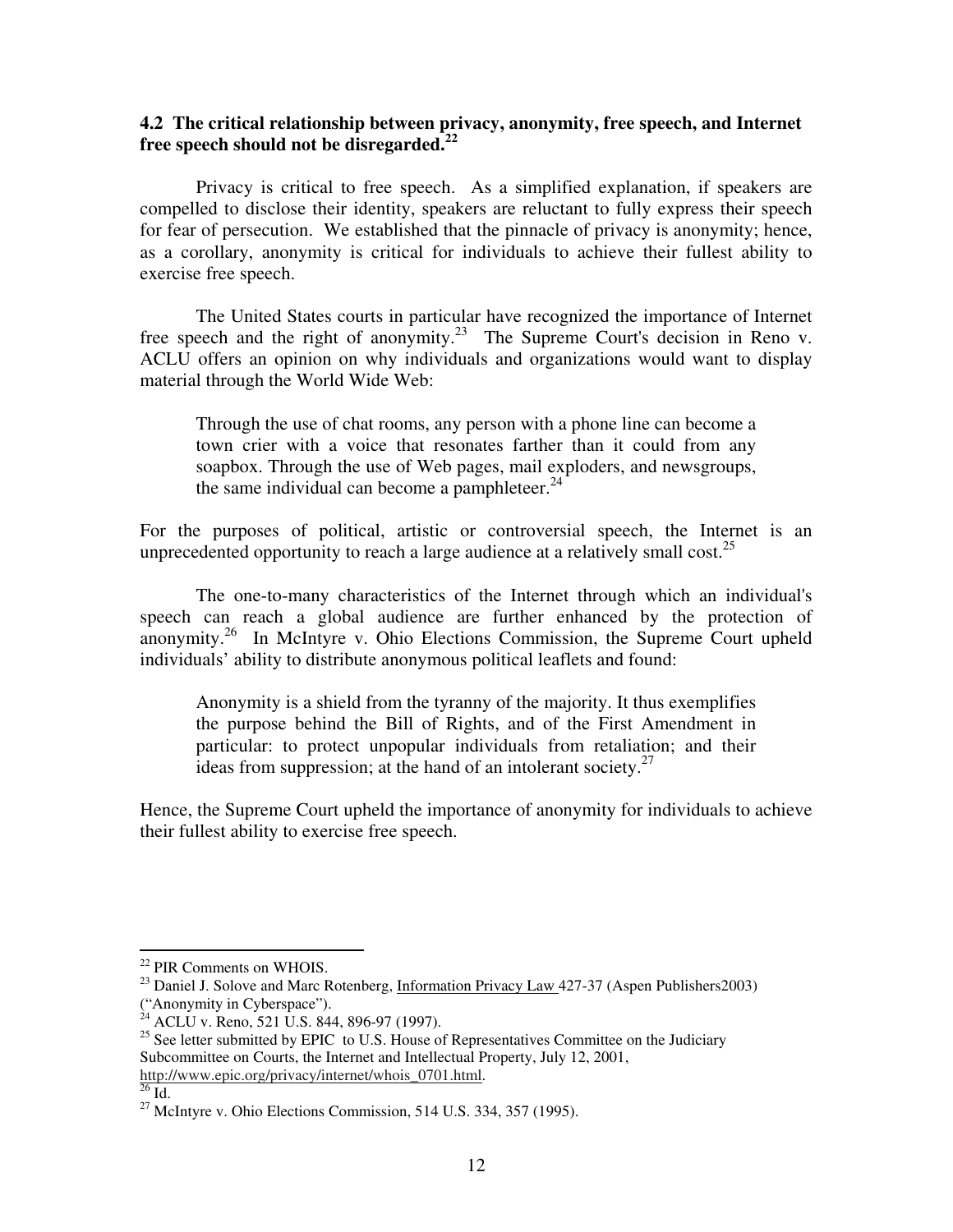### 4.2 The critical relationship between privacy, anonymity, free speech, and Internet free speech should not be disregarded.[22]

Privacy is critical to free speech. As a simplified explanation, if speakers are compelled to disclose their identity, speakers are reluctant to fully express their speech for fear of persecution. We established that the pinnacle of privacy is anonymity; hence, as a corollary, anonymity is critical for individuals to achieve their fullest ability to exercise free speech.

The United States courts in particular have recognized the importance of Internet free speech and the right of anonymity.[23] The Supreme Court's decision in Reno v. ACLU offers an opinion on why individuals and organizations would want to display material through the World Wide Web:

> Through the use of chat rooms, any person with a phone line can become a town crier with a voice that resonates farther than it could from any soapbox. Through the use of Web pages, mail exploders, and newsgroups, the same individual can become a pamphleteer.[24]

For the purposes of political, artistic or controversial speech, the Internet is an unprecedented opportunity to reach a large audience at a relatively small cost.[25]

The one-to-many characteristics of the Internet through which an individual's speech can reach a global audience are further enhanced by the protection of anonymity.[26] In McIntyre v. Ohio Elections Commission, the Supreme Court upheld individuals' ability to distribute anonymous political leaflets and found:

> Anonymity is a shield from the tyranny of the majority. It thus exemplifies the purpose behind the Bill of Rights, and of the First Amendment in particular: to protect unpopular individuals from retaliation; and their ideas from suppression; at the hand of an intolerant society.[27]

Hence, the Supreme Court upheld the importance of anonymity for individuals to achieve their fullest ability to exercise free speech.

---

[22] PIR Comments on WHOIS.

[23] Daniel J. Solove and Marc Rotenberg, Information Privacy Law 427-37 (Aspen Publishers2003) ("Anonymity in Cyberspace").

[24] ACLU v. Reno, 521 U.S. 844, 896-97 (1997).

[25] See letter submitted by EPIC to U.S. House of Representatives Committee on the Judiciary Subcommittee on Courts, the Internet and Intellectual Property, July 12, 2001, http://www.epic.org/privacy/internet/whois_0701.html.

[26] Id.

[27] McIntyre v. Ohio Elections Commission, 514 U.S. 334, 357 (1995).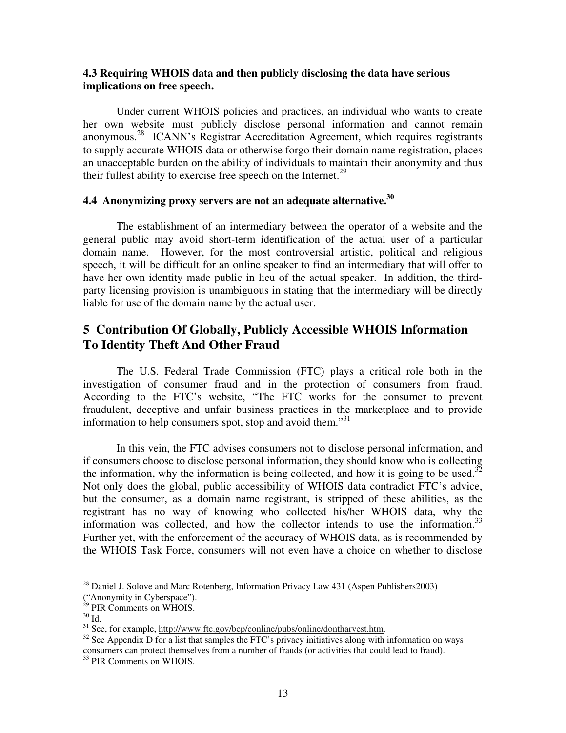### 4.3 Requiring WHOIS data and then publicly disclosing the data have serious implications on free speech.

Under current WHOIS policies and practices, an individual who wants to create her own website must publicly disclose personal information and cannot remain anonymous.[28] ICANN's Registrar Accreditation Agreement, which requires registrants to supply accurate WHOIS data or otherwise forgo their domain name registration, places an unacceptable burden on the ability of individuals to maintain their anonymity and thus their fullest ability to exercise free speech on the Internet.[29]

### 4.4 Anonymizing proxy servers are not an adequate alternative.[30]

The establishment of an intermediary between the operator of a website and the general public may avoid short-term identification of the actual user of a particular domain name. However, for the most controversial artistic, political and religious speech, it will be difficult for an online speaker to find an intermediary that will offer to have her own identity made public in lieu of the actual speaker. In addition, the third-party licensing provision is unambiguous in stating that the intermediary will be directly liable for use of the domain name by the actual user.

## 5 Contribution Of Globally, Publicly Accessible WHOIS Information To Identity Theft And Other Fraud

The U.S. Federal Trade Commission (FTC) plays a critical role both in the investigation of consumer fraud and in the protection of consumers from fraud. According to the FTC's website, "The FTC works for the consumer to prevent fraudulent, deceptive and unfair business practices in the marketplace and to provide information to help consumers spot, stop and avoid them."[31]

In this vein, the FTC advises consumers not to disclose personal information, and if consumers choose to disclose personal information, they should know who is collecting the information, why the information is being collected, and how it is going to be used.[32] Not only does the global, public accessibility of WHOIS data contradict FTC's advice, but the consumer, as a domain name registrant, is stripped of these abilities, as the registrant has no way of knowing who collected his/her WHOIS data, why the information was collected, and how the collector intends to use the information.[33] Further yet, with the enforcement of the accuracy of WHOIS data, as is recommended by the WHOIS Task Force, consumers will not even have a choice on whether to disclose

---

[28] Daniel J. Solove and Marc Rotenberg, Information Privacy Law 431 (Aspen Publishers2003) ("Anonymity in Cyberspace").

[29] PIR Comments on WHOIS.

[30] Id.

[31] See, for example, http://www.ftc.gov/bcp/conline/pubs/online/dontharvest.htm.

[32] See Appendix D for a list that samples the FTC's privacy initiatives along with information on ways consumers can protect themselves from a number of frauds (or activities that could lead to fraud).

[33] PIR Comments on WHOIS.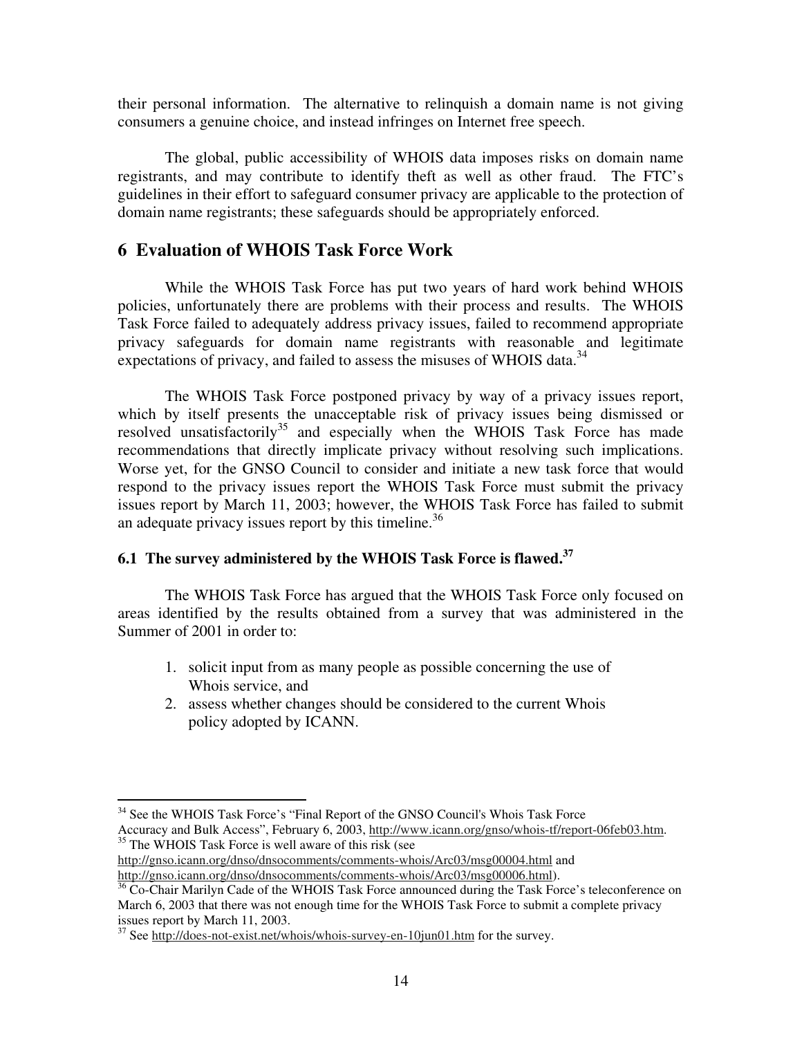their personal information. The alternative to relinquish a domain name is not giving consumers a genuine choice, and instead infringes on Internet free speech.

The global, public accessibility of WHOIS data imposes risks on domain name registrants, and may contribute to identify theft as well as other fraud. The FTC's guidelines in their effort to safeguard consumer privacy are applicable to the protection of domain name registrants; these safeguards should be appropriately enforced.

## 6 Evaluation of WHOIS Task Force Work

While the WHOIS Task Force has put two years of hard work behind WHOIS policies, unfortunately there are problems with their process and results. The WHOIS Task Force failed to adequately address privacy issues, failed to recommend appropriate privacy safeguards for domain name registrants with reasonable and legitimate expectations of privacy, and failed to assess the misuses of WHOIS data.[34]

The WHOIS Task Force postponed privacy by way of a privacy issues report, which by itself presents the unacceptable risk of privacy issues being dismissed or resolved unsatisfactorily[35] and especially when the WHOIS Task Force has made recommendations that directly implicate privacy without resolving such implications. Worse yet, for the GNSO Council to consider and initiate a new task force that would respond to the privacy issues report the WHOIS Task Force must submit the privacy issues report by March 11, 2003; however, the WHOIS Task Force has failed to submit an adequate privacy issues report by this timeline.[36]

### 6.1 The survey administered by the WHOIS Task Force is flawed.[37]

The WHOIS Task Force has argued that the WHOIS Task Force only focused on areas identified by the results obtained from a survey that was administered in the Summer of 2001 in order to:

1. solicit input from as many people as possible concerning the use of Whois service, and
2. assess whether changes should be considered to the current Whois policy adopted by ICANN.

---

[34] See the WHOIS Task Force's "Final Report of the GNSO Council's Whois Task Force Accuracy and Bulk Access", February 6, 2003, http://www.icann.org/gnso/whois-tf/report-06feb03.htm.

[35] The WHOIS Task Force is well aware of this risk (see http://gnso.icann.org/dnso/dnsocomments/comments-whois/Arc03/msg00004.html and http://gnso.icann.org/dnso/dnsocomments/comments-whois/Arc03/msg00006.html).

[36] Co-Chair Marilyn Cade of the WHOIS Task Force announced during the Task Force's teleconference on March 6, 2003 that there was not enough time for the WHOIS Task Force to submit a complete privacy issues report by March 11, 2003.

[37] See http://does-not-exist.net/whois/whois-survey-en-10jun01.htm for the survey.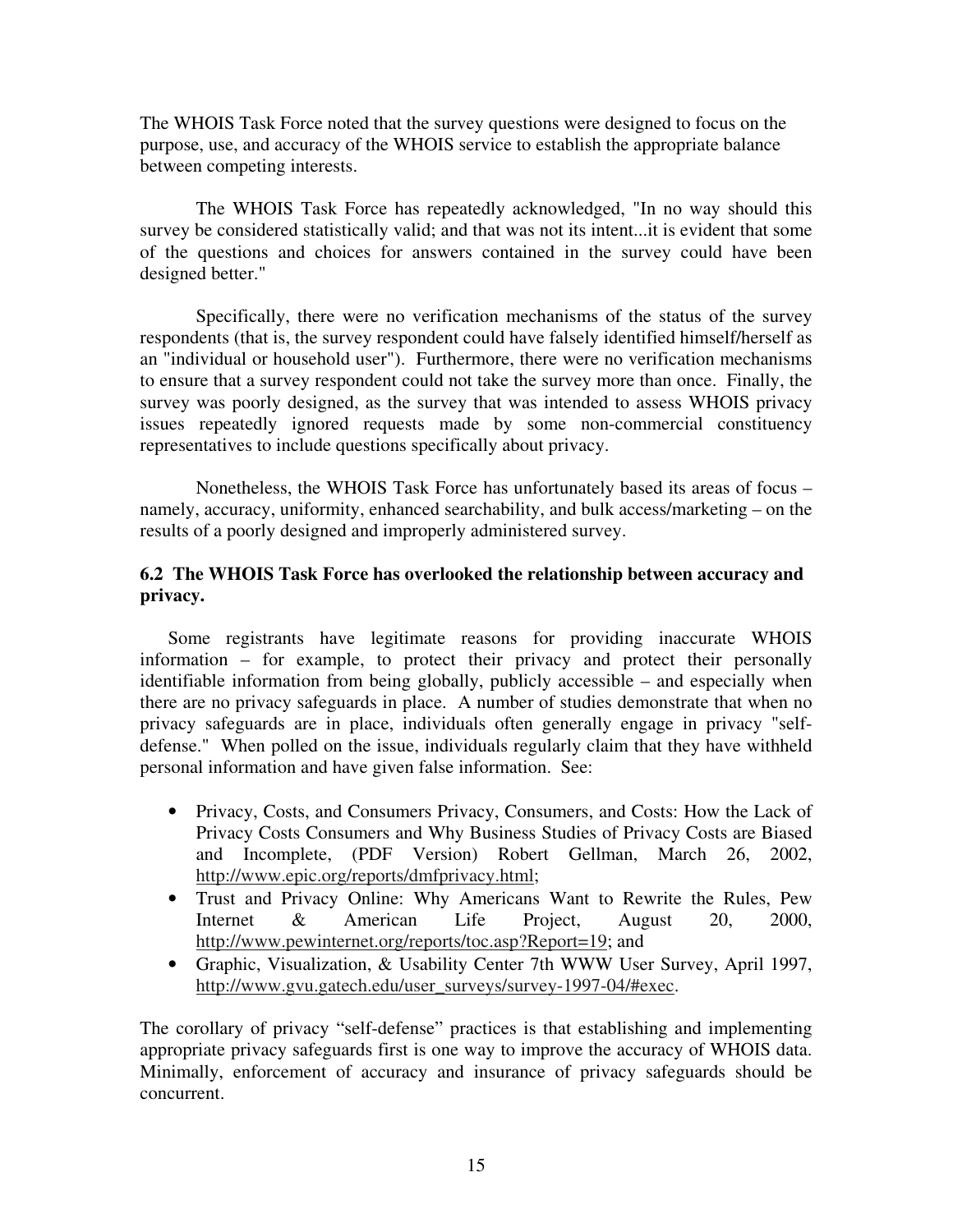The WHOIS Task Force noted that the survey questions were designed to focus on the purpose, use, and accuracy of the WHOIS service to establish the appropriate balance between competing interests.

The WHOIS Task Force has repeatedly acknowledged, "In no way should this survey be considered statistically valid; and that was not its intent...it is evident that some of the questions and choices for answers contained in the survey could have been designed better."

Specifically, there were no verification mechanisms of the status of the survey respondents (that is, the survey respondent could have falsely identified himself/herself as an "individual or household user"). Furthermore, there were no verification mechanisms to ensure that a survey respondent could not take the survey more than once. Finally, the survey was poorly designed, as the survey that was intended to assess WHOIS privacy issues repeatedly ignored requests made by some non-commercial constituency representatives to include questions specifically about privacy.

Nonetheless, the WHOIS Task Force has unfortunately based its areas of focus – namely, accuracy, uniformity, enhanced searchability, and bulk access/marketing – on the results of a poorly designed and improperly administered survey.

### 6.2 The WHOIS Task Force has overlooked the relationship between accuracy and privacy.

Some registrants have legitimate reasons for providing inaccurate WHOIS information – for example, to protect their privacy and protect their personally identifiable information from being globally, publicly accessible – and especially when there are no privacy safeguards in place. A number of studies demonstrate that when no privacy safeguards are in place, individuals often generally engage in privacy "self-defense." When polled on the issue, individuals regularly claim that they have withheld personal information and have given false information. See:

- Privacy, Costs, and Consumers Privacy, Consumers, and Costs: How the Lack of Privacy Costs Consumers and Why Business Studies of Privacy Costs are Biased and Incomplete, (PDF Version) Robert Gellman, March 26, 2002, http://www.epic.org/reports/dmfprivacy.html;
- Trust and Privacy Online: Why Americans Want to Rewrite the Rules, Pew Internet & American Life Project, August 20, 2000, http://www.pewinternet.org/reports/toc.asp?Report=19; and
- Graphic, Visualization, & Usability Center 7th WWW User Survey, April 1997, http://www.gvu.gatech.edu/user_surveys/survey-1997-04/#exec.

The corollary of privacy "self-defense" practices is that establishing and implementing appropriate privacy safeguards first is one way to improve the accuracy of WHOIS data. Minimally, enforcement of accuracy and insurance of privacy safeguards should be concurrent.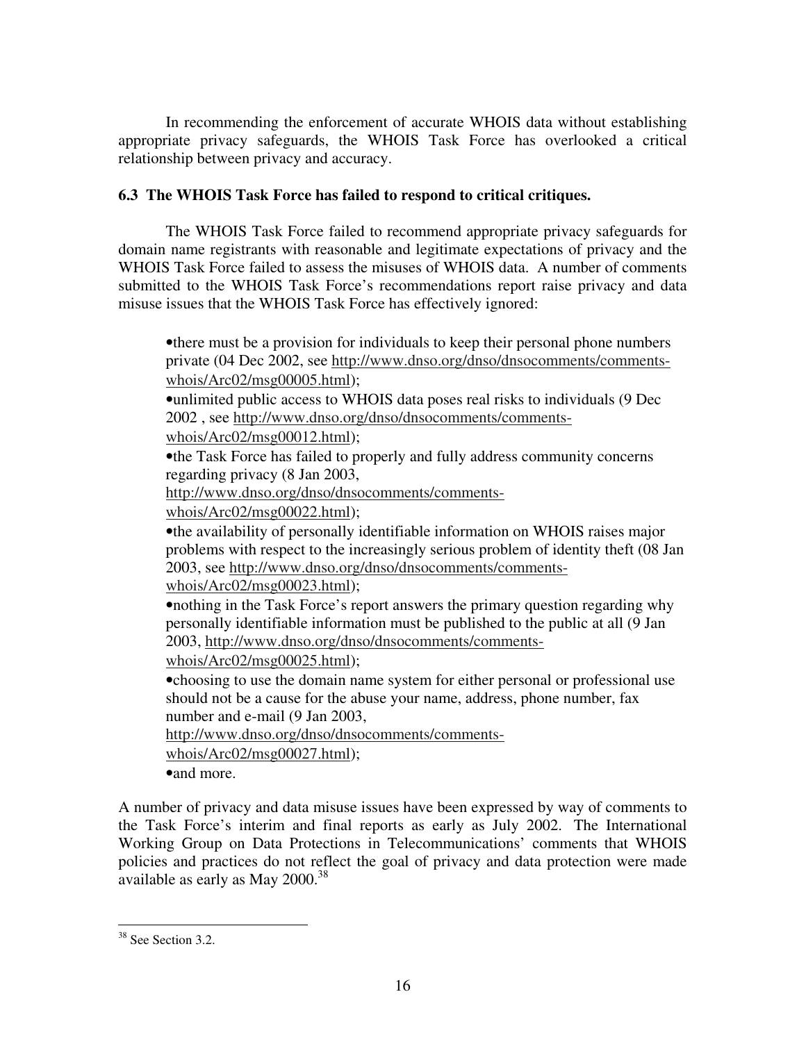In recommending the enforcement of accurate WHOIS data without establishing appropriate privacy safeguards, the WHOIS Task Force has overlooked a critical relationship between privacy and accuracy.

### 6.3 The WHOIS Task Force has failed to respond to critical critiques.

The WHOIS Task Force failed to recommend appropriate privacy safeguards for domain name registrants with reasonable and legitimate expectations of privacy and the WHOIS Task Force failed to assess the misuses of WHOIS data. A number of comments submitted to the WHOIS Task Force's recommendations report raise privacy and data misuse issues that the WHOIS Task Force has effectively ignored:

- there must be a provision for individuals to keep their personal phone numbers private (04 Dec 2002, see http://www.dnso.org/dnso/dnsocomments/comments-whois/Arc02/msg00005.html);
- unlimited public access to WHOIS data poses real risks to individuals (9 Dec 2002 , see http://www.dnso.org/dnso/dnsocomments/comments-whois/Arc02/msg00012.html);
- the Task Force has failed to properly and fully address community concerns regarding privacy (8 Jan 2003, http://www.dnso.org/dnso/dnsocomments/comments-whois/Arc02/msg00022.html);
- the availability of personally identifiable information on WHOIS raises major problems with respect to the increasingly serious problem of identity theft (08 Jan 2003, see http://www.dnso.org/dnso/dnsocomments/comments-whois/Arc02/msg00023.html);
- nothing in the Task Force's report answers the primary question regarding why personally identifiable information must be published to the public at all (9 Jan 2003, http://www.dnso.org/dnso/dnsocomments/comments-whois/Arc02/msg00025.html);
- choosing to use the domain name system for either personal or professional use should not be a cause for the abuse your name, address, phone number, fax number and e-mail (9 Jan 2003, http://www.dnso.org/dnso/dnsocomments/comments-whois/Arc02/msg00027.html);
- and more.

A number of privacy and data misuse issues have been expressed by way of comments to the Task Force's interim and final reports as early as July 2002. The International Working Group on Data Protections in Telecommunications' comments that WHOIS policies and practices do not reflect the goal of privacy and data protection were made available as early as May 2000.[38]

[38] See Section 3.2.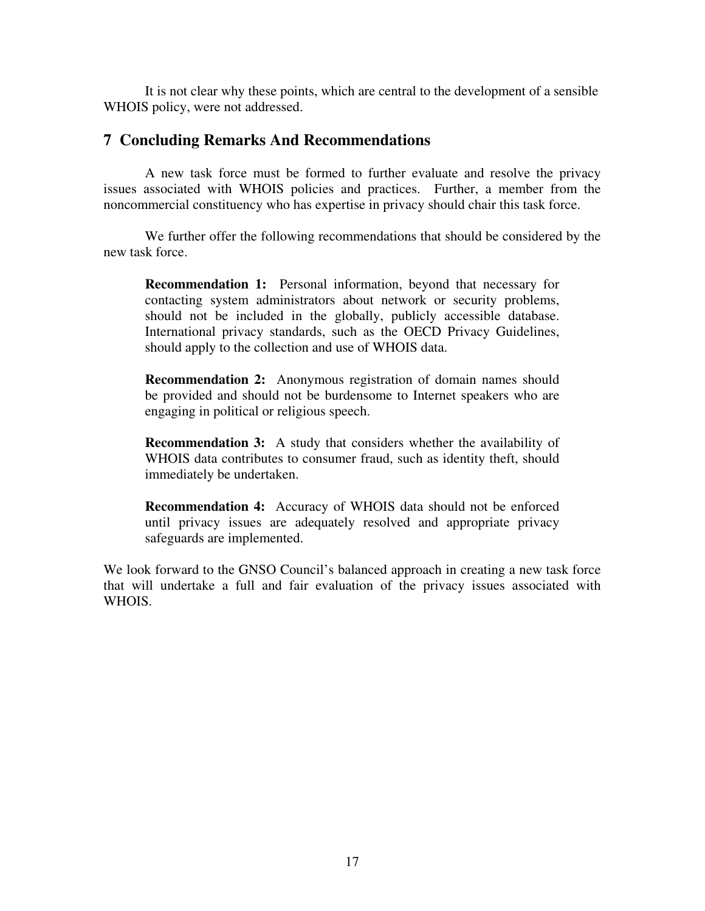It is not clear why these points, which are central to the development of a sensible WHOIS policy, were not addressed.

## 7 Concluding Remarks And Recommendations

A new task force must be formed to further evaluate and resolve the privacy issues associated with WHOIS policies and practices. Further, a member from the noncommercial constituency who has expertise in privacy should chair this task force.

We further offer the following recommendations that should be considered by the new task force.

> **Recommendation 1:** Personal information, beyond that necessary for contacting system administrators about network or security problems, should not be included in the globally, publicly accessible database. International privacy standards, such as the OECD Privacy Guidelines, should apply to the collection and use of WHOIS data.
>
> **Recommendation 2:** Anonymous registration of domain names should be provided and should not be burdensome to Internet speakers who are engaging in political or religious speech.
>
> **Recommendation 3:** A study that considers whether the availability of WHOIS data contributes to consumer fraud, such as identity theft, should immediately be undertaken.
>
> **Recommendation 4:** Accuracy of WHOIS data should not be enforced until privacy issues are adequately resolved and appropriate privacy safeguards are implemented.

We look forward to the GNSO Council's balanced approach in creating a new task force that will undertake a full and fair evaluation of the privacy issues associated with WHOIS.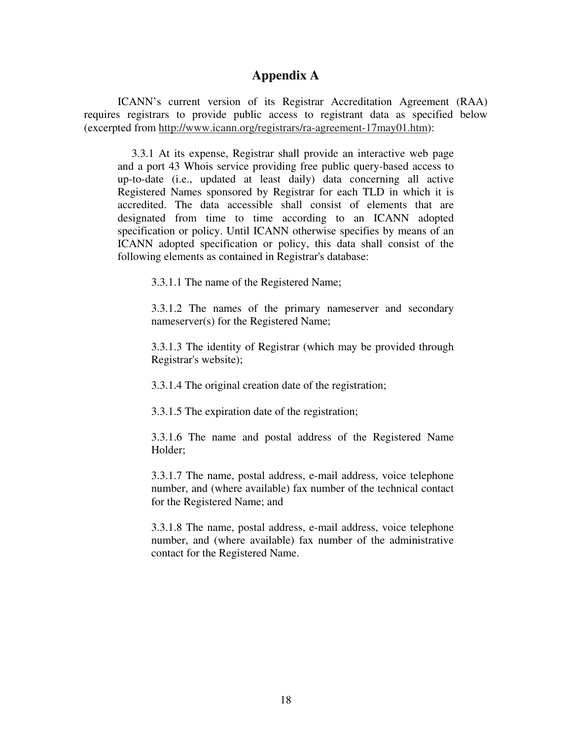# Appendix A

ICANN's current version of its Registrar Accreditation Agreement (RAA) requires registrars to provide public access to registrant data as specified below (excerpted from http://www.icann.org/registrars/ra-agreement-17may01.htm):

> 3.3.1 At its expense, Registrar shall provide an interactive web page and a port 43 Whois service providing free public query-based access to up-to-date (i.e., updated at least daily) data concerning all active Registered Names sponsored by Registrar for each TLD in which it is accredited. The data accessible shall consist of elements that are designated from time to time according to an ICANN adopted specification or policy. Until ICANN otherwise specifies by means of an ICANN adopted specification or policy, this data shall consist of the following elements as contained in Registrar's database:
>
> > 3.3.1.1 The name of the Registered Name;
> >
> > 3.3.1.2 The names of the primary nameserver and secondary nameserver(s) for the Registered Name;
> >
> > 3.3.1.3 The identity of Registrar (which may be provided through Registrar's website);
> >
> > 3.3.1.4 The original creation date of the registration;
> >
> > 3.3.1.5 The expiration date of the registration;
> >
> > 3.3.1.6 The name and postal address of the Registered Name Holder;
> >
> > 3.3.1.7 The name, postal address, e-mail address, voice telephone number, and (where available) fax number of the technical contact for the Registered Name; and
> >
> > 3.3.1.8 The name, postal address, e-mail address, voice telephone number, and (where available) fax number of the administrative contact for the Registered Name.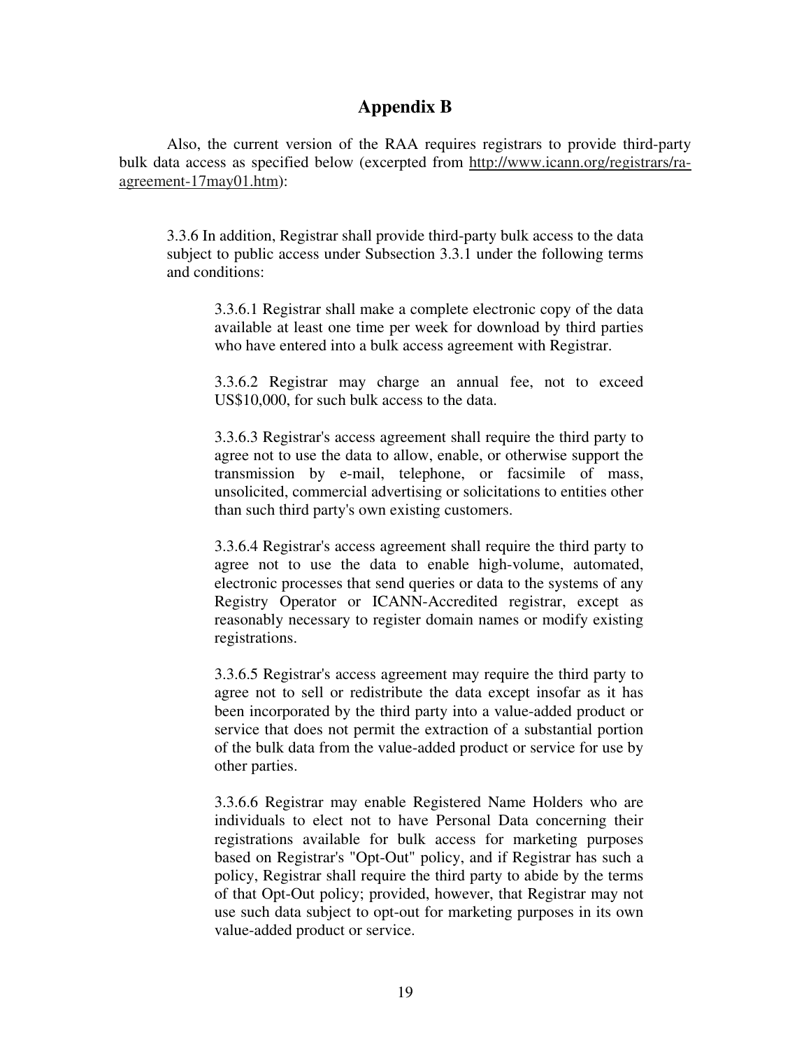## Appendix B

Also, the current version of the RAA requires registrars to provide third-party bulk data access as specified below (excerpted from http://www.icann.org/registrars/ra-agreement-17may01.htm):

> 3.3.6 In addition, Registrar shall provide third-party bulk access to the data subject to public access under Subsection 3.3.1 under the following terms and conditions:
>
> > 3.3.6.1 Registrar shall make a complete electronic copy of the data available at least one time per week for download by third parties who have entered into a bulk access agreement with Registrar.
> >
> > 3.3.6.2 Registrar may charge an annual fee, not to exceed US$10,000, for such bulk access to the data.
> >
> > 3.3.6.3 Registrar's access agreement shall require the third party to agree not to use the data to allow, enable, or otherwise support the transmission by e-mail, telephone, or facsimile of mass, unsolicited, commercial advertising or solicitations to entities other than such third party's own existing customers.
> >
> > 3.3.6.4 Registrar's access agreement shall require the third party to agree not to use the data to enable high-volume, automated, electronic processes that send queries or data to the systems of any Registry Operator or ICANN-Accredited registrar, except as reasonably necessary to register domain names or modify existing registrations.
> >
> > 3.3.6.5 Registrar's access agreement may require the third party to agree not to sell or redistribute the data except insofar as it has been incorporated by the third party into a value-added product or service that does not permit the extraction of a substantial portion of the bulk data from the value-added product or service for use by other parties.
> >
> > 3.3.6.6 Registrar may enable Registered Name Holders who are individuals to elect not to have Personal Data concerning their registrations available for bulk access for marketing purposes based on Registrar's "Opt-Out" policy, and if Registrar has such a policy, Registrar shall require the third party to abide by the terms of that Opt-Out policy; provided, however, that Registrar may not use such data subject to opt-out for marketing purposes in its own value-added product or service.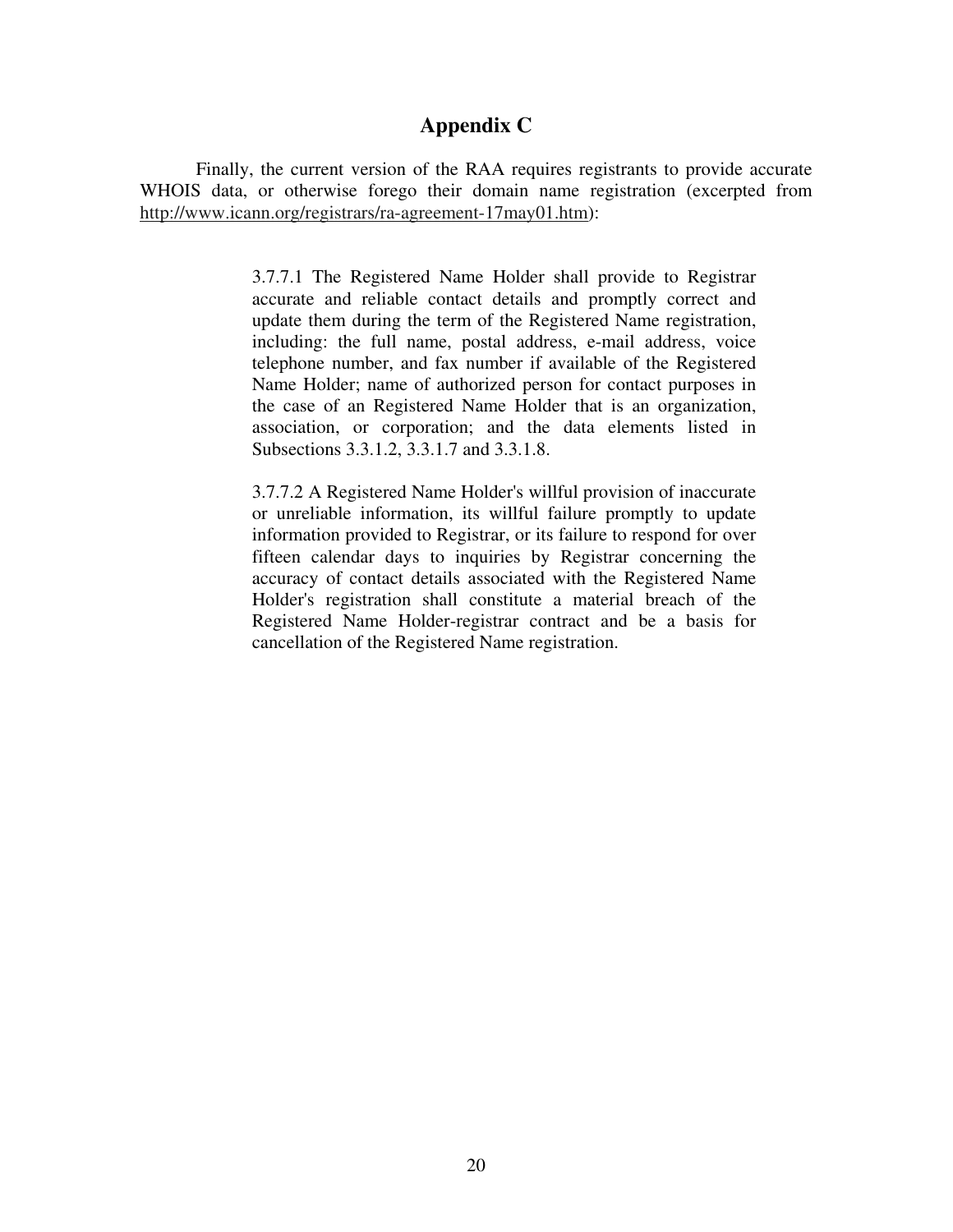## Appendix C

Finally, the current version of the RAA requires registrants to provide accurate WHOIS data, or otherwise forego their domain name registration (excerpted from http://www.icann.org/registrars/ra-agreement-17may01.htm):

> 3.7.7.1 The Registered Name Holder shall provide to Registrar accurate and reliable contact details and promptly correct and update them during the term of the Registered Name registration, including: the full name, postal address, e-mail address, voice telephone number, and fax number if available of the Registered Name Holder; name of authorized person for contact purposes in the case of an Registered Name Holder that is an organization, association, or corporation; and the data elements listed in Subsections 3.3.1.2, 3.3.1.7 and 3.3.1.8.
>
> 3.7.7.2 A Registered Name Holder's willful provision of inaccurate or unreliable information, its willful failure promptly to update information provided to Registrar, or its failure to respond for over fifteen calendar days to inquiries by Registrar concerning the accuracy of contact details associated with the Registered Name Holder's registration shall constitute a material breach of the Registered Name Holder-registrar contract and be a basis for cancellation of the Registered Name registration.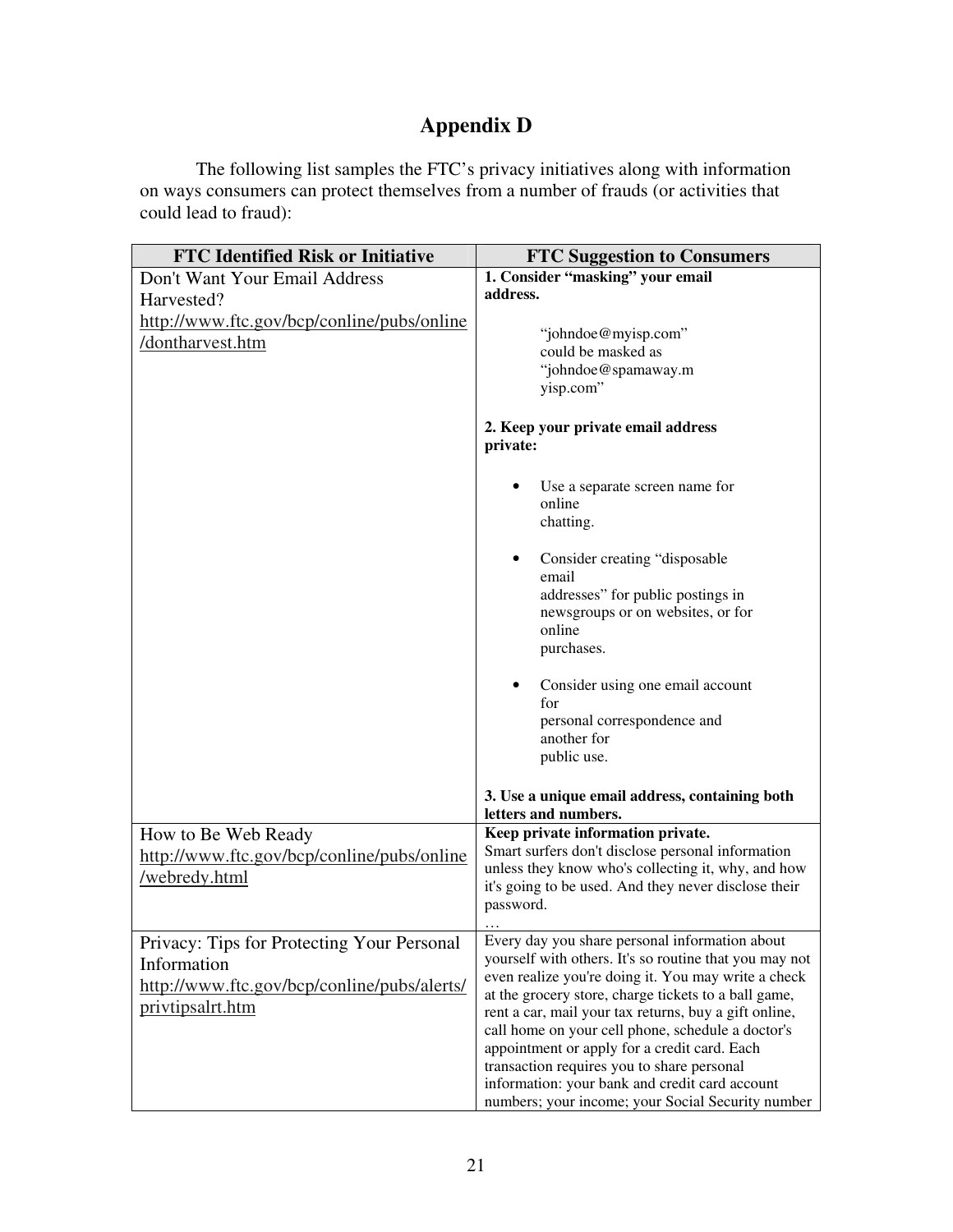# Appendix D

The following list samples the FTC's privacy initiatives along with information on ways consumers can protect themselves from a number of frauds (or activities that could lead to fraud):

| FTC Identified Risk or Initiative | FTC Suggestion to Consumers |
|---|---|
| Don't Want Your Email Address Harvested? http://www.ftc.gov/bcp/conline/pubs/online/dontharvest.htm | **1. Consider "masking" your email address.**<br><br>"johndoe@myisp.com" could be masked as "johndoe@spamaway.myisp.com"<br><br>**2. Keep your private email address private:**<br><br>• Use a separate screen name for online chatting.<br><br>• Consider creating "disposable email addresses" for public postings in newsgroups or on websites, or for online purchases.<br><br>• Consider using one email account for personal correspondence and another for public use.<br><br>**3. Use a unique email address, containing both letters and numbers.** |
| How to Be Web Ready http://www.ftc.gov/bcp/conline/pubs/online/webredy.html | **Keep private information private.**<br>Smart surfers don't disclose personal information unless they know who's collecting it, why, and how it's going to be used. And they never disclose their password.<br>… |
| Privacy: Tips for Protecting Your Personal Information http://www.ftc.gov/bcp/conline/pubs/alerts/privtipsalrt.htm | Every day you share personal information about yourself with others. It's so routine that you may not even realize you're doing it. You may write a check at the grocery store, charge tickets to a ball game, rent a car, mail your tax returns, buy a gift online, call home on your cell phone, schedule a doctor's appointment or apply for a credit card. Each transaction requires you to share personal information: your bank and credit card account numbers; your income; your Social Security number |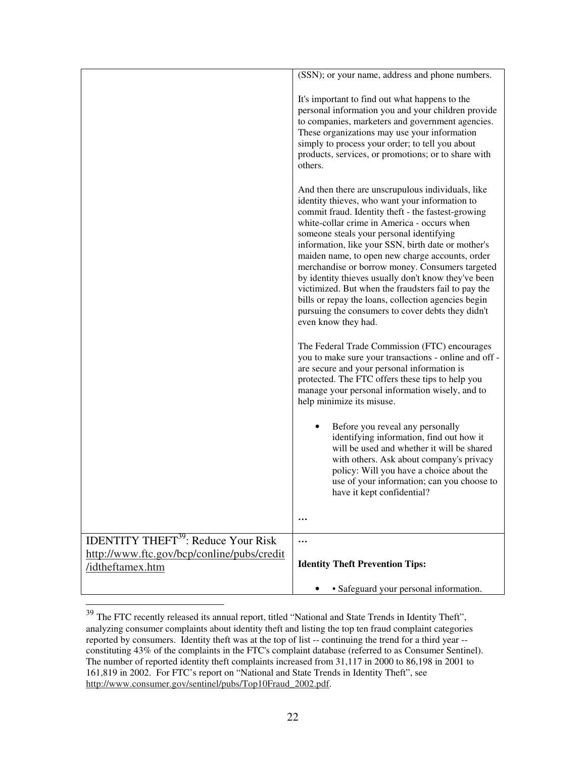| | |
|---|---|
| | (SSN); or your name, address and phone numbers.<br><br>It's important to find out what happens to the personal information you and your children provide to companies, marketers and government agencies. These organizations may use your information simply to process your order; to tell you about products, services, or promotions; or to share with others.<br><br>And then there are unscrupulous individuals, like identity thieves, who want your information to commit fraud. Identity theft - the fastest-growing white-collar crime in America - occurs when someone steals your personal identifying information, like your SSN, birth date or mother's maiden name, to open new charge accounts, order merchandise or borrow money. Consumers targeted by identity thieves usually don't know they've been victimized. But when the fraudsters fail to pay the bills or repay the loans, collection agencies begin pursuing the consumers to cover debts they didn't even know they had.<br><br>The Federal Trade Commission (FTC) encourages you to make sure your transactions - online and off - are secure and your personal information is protected. The FTC offers these tips to help you manage your personal information wisely, and to help minimize its misuse.<br><br>• Before you reveal any personally identifying information, find out how it will be used and whether it will be shared with others. Ask about company's privacy policy: Will you have a choice about the use of your information; can you choose to have it kept confidential?<br><br>… |
| IDENTITY THEFT[39]: Reduce Your Risk<br>http://www.ftc.gov/bcp/conline/pubs/credit/idtheftamex.htm | …<br><br>**Identity Theft Prevention Tips:**<br><br>• • Safeguard your personal information. |

[39] The FTC recently released its annual report, titled "National and State Trends in Identity Theft", analyzing consumer complaints about identity theft and listing the top ten fraud complaint categories reported by consumers. Identity theft was at the top of list -- continuing the trend for a third year -- constituting 43% of the complaints in the FTC's complaint database (referred to as Consumer Sentinel). The number of reported identity theft complaints increased from 31,117 in 2000 to 86,198 in 2001 to 161,819 in 2002. For FTC's report on "National and State Trends in Identity Theft", see http://www.consumer.gov/sentinel/pubs/Top10Fraud_2002.pdf.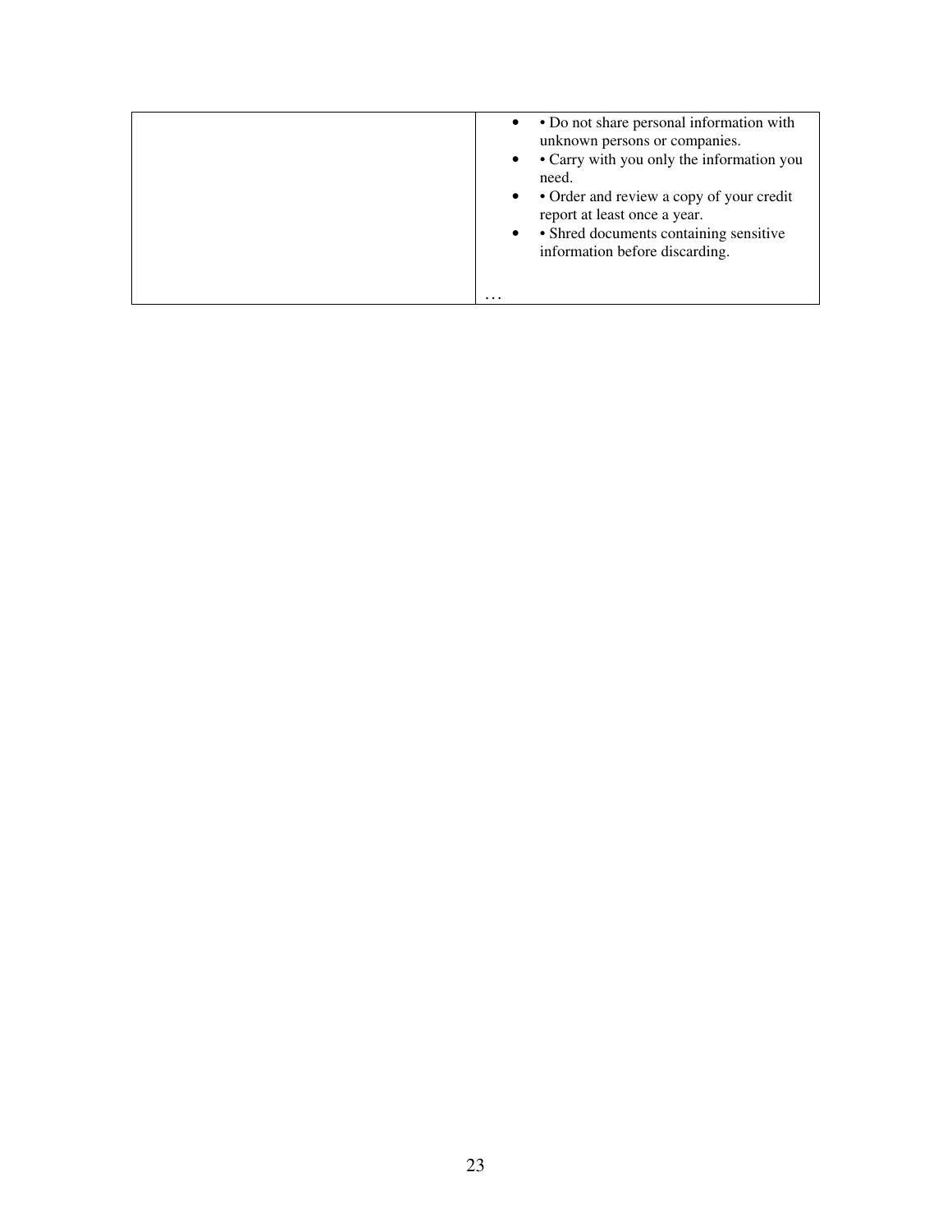| | |
|---|---|
| | • • Do not share personal information with unknown persons or companies.<br>• • Carry with you only the information you need.<br>• • Order and review a copy of your credit report at least once a year.<br>• • Shred documents containing sensitive information before discarding.<br><br>… |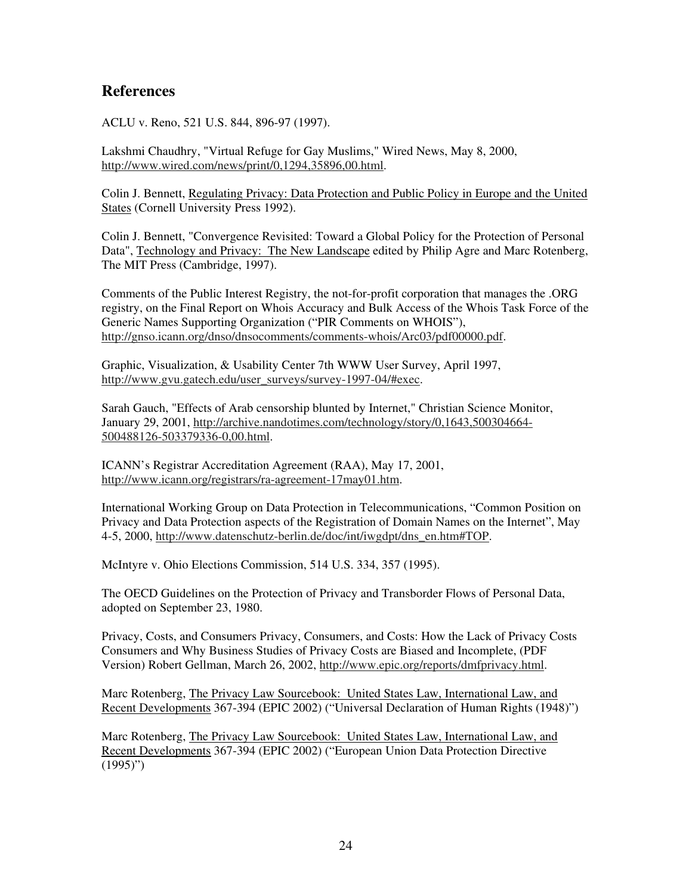## References

ACLU v. Reno, 521 U.S. 844, 896-97 (1997).

Lakshmi Chaudhry, "Virtual Refuge for Gay Muslims," Wired News, May 8, 2000, http://www.wired.com/news/print/0,1294,35896,00.html.

Colin J. Bennett, Regulating Privacy: Data Protection and Public Policy in Europe and the United States (Cornell University Press 1992).

Colin J. Bennett, "Convergence Revisited: Toward a Global Policy for the Protection of Personal Data", Technology and Privacy: The New Landscape edited by Philip Agre and Marc Rotenberg, The MIT Press (Cambridge, 1997).

Comments of the Public Interest Registry, the not-for-profit corporation that manages the .ORG registry, on the Final Report on Whois Accuracy and Bulk Access of the Whois Task Force of the Generic Names Supporting Organization ("PIR Comments on WHOIS"), http://gnso.icann.org/dnso/dnsocomments/comments-whois/Arc03/pdf00000.pdf.

Graphic, Visualization, & Usability Center 7th WWW User Survey, April 1997, http://www.gvu.gatech.edu/user_surveys/survey-1997-04/#exec.

Sarah Gauch, "Effects of Arab censorship blunted by Internet," Christian Science Monitor, January 29, 2001, http://archive.nandotimes.com/technology/story/0,1643,500304664-500488126-503379336-0,00.html.

ICANN's Registrar Accreditation Agreement (RAA), May 17, 2001, http://www.icann.org/registrars/ra-agreement-17may01.htm.

International Working Group on Data Protection in Telecommunications, "Common Position on Privacy and Data Protection aspects of the Registration of Domain Names on the Internet", May 4-5, 2000, http://www.datenschutz-berlin.de/doc/int/iwgdpt/dns_en.htm#TOP.

McIntyre v. Ohio Elections Commission, 514 U.S. 334, 357 (1995).

The OECD Guidelines on the Protection of Privacy and Transborder Flows of Personal Data, adopted on September 23, 1980.

Privacy, Costs, and Consumers Privacy, Consumers, and Costs: How the Lack of Privacy Costs Consumers and Why Business Studies of Privacy Costs are Biased and Incomplete, (PDF Version) Robert Gellman, March 26, 2002, http://www.epic.org/reports/dmfprivacy.html.

Marc Rotenberg, The Privacy Law Sourcebook: United States Law, International Law, and Recent Developments 367-394 (EPIC 2002) ("Universal Declaration of Human Rights (1948)")

Marc Rotenberg, The Privacy Law Sourcebook: United States Law, International Law, and Recent Developments 367-394 (EPIC 2002) ("European Union Data Protection Directive (1995)")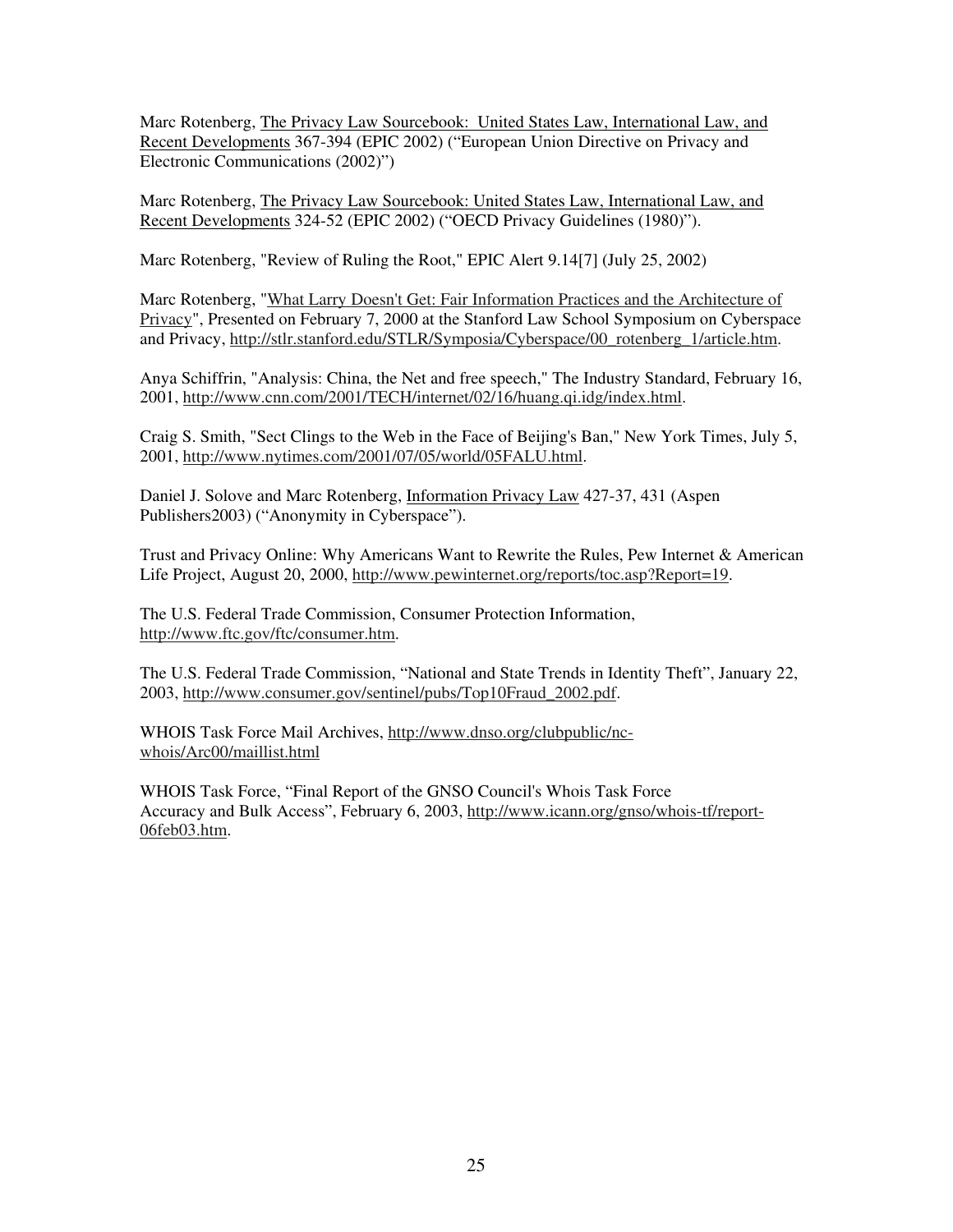Marc Rotenberg, The Privacy Law Sourcebook: United States Law, International Law, and Recent Developments 367-394 (EPIC 2002) ("European Union Directive on Privacy and Electronic Communications (2002)")

Marc Rotenberg, The Privacy Law Sourcebook: United States Law, International Law, and Recent Developments 324-52 (EPIC 2002) ("OECD Privacy Guidelines (1980)").

Marc Rotenberg, "Review of Ruling the Root," EPIC Alert 9.14[7] (July 25, 2002)

Marc Rotenberg, "What Larry Doesn't Get: Fair Information Practices and the Architecture of Privacy", Presented on February 7, 2000 at the Stanford Law School Symposium on Cyberspace and Privacy, http://stlr.stanford.edu/STLR/Symposia/Cyberspace/00_rotenberg_1/article.htm.

Anya Schiffrin, "Analysis: China, the Net and free speech," The Industry Standard, February 16, 2001, http://www.cnn.com/2001/TECH/internet/02/16/huang.qi.idg/index.html.

Craig S. Smith, "Sect Clings to the Web in the Face of Beijing's Ban," New York Times, July 5, 2001, http://www.nytimes.com/2001/07/05/world/05FALU.html.

Daniel J. Solove and Marc Rotenberg, Information Privacy Law 427-37, 431 (Aspen Publishers2003) ("Anonymity in Cyberspace").

Trust and Privacy Online: Why Americans Want to Rewrite the Rules, Pew Internet & American Life Project, August 20, 2000, http://www.pewinternet.org/reports/toc.asp?Report=19.

The U.S. Federal Trade Commission, Consumer Protection Information, http://www.ftc.gov/ftc/consumer.htm.

The U.S. Federal Trade Commission, "National and State Trends in Identity Theft", January 22, 2003, http://www.consumer.gov/sentinel/pubs/Top10Fraud_2002.pdf.

WHOIS Task Force Mail Archives, http://www.dnso.org/clubpublic/nc-whois/Arc00/maillist.html

WHOIS Task Force, "Final Report of the GNSO Council's Whois Task Force Accuracy and Bulk Access", February 6, 2003, http://www.icann.org/gnso/whois-tf/report-06feb03.htm.